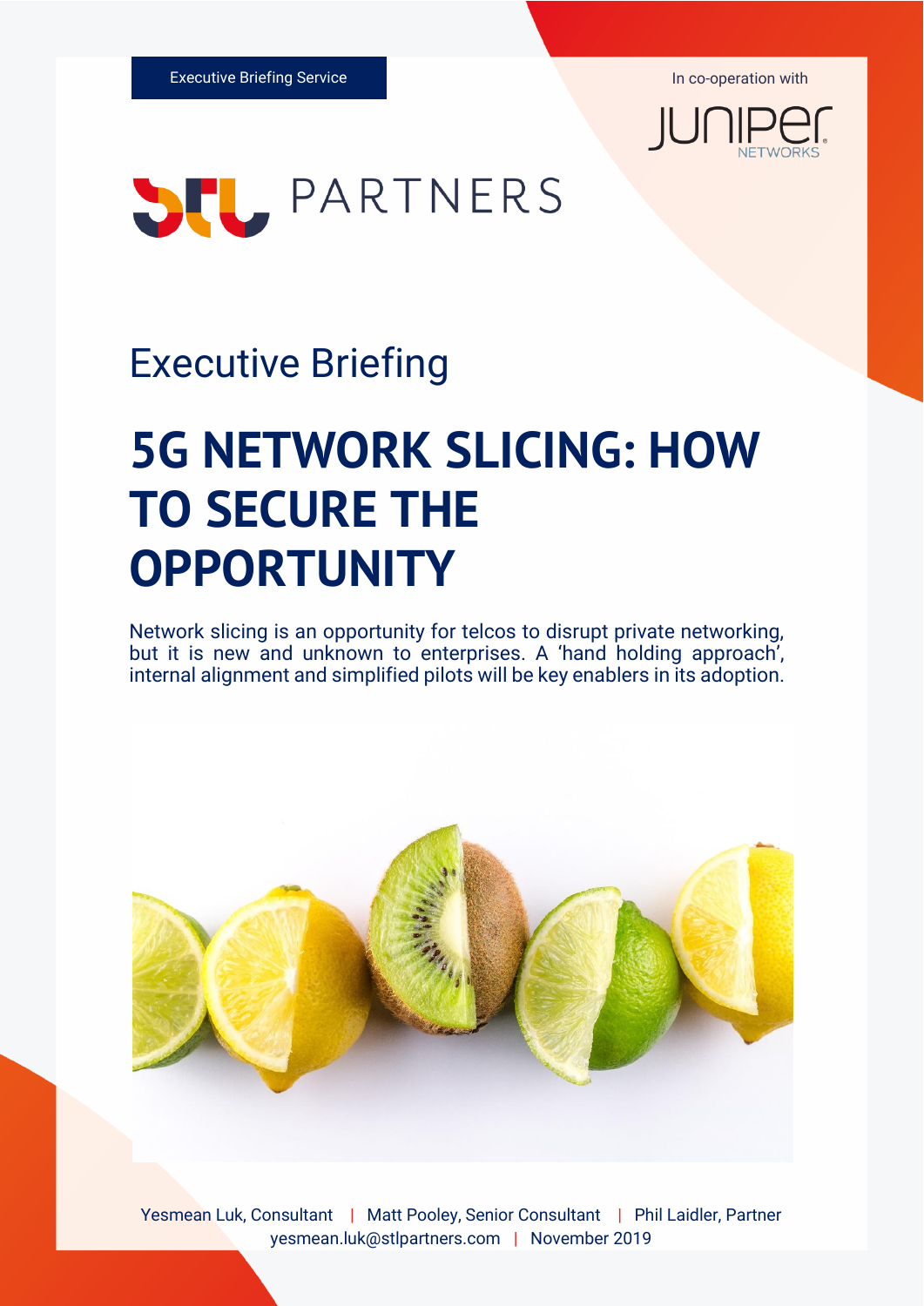Executive Briefing Service

In co-operation with

Juniper Networks

STL PARTNERS

Executive Briefing

# 5G NETWORK SLICING: HOW TO SECURE THE OPPORTUNITY

Network slicing is an opportunity for telcos to disrupt private networking, but it is new and unknown to enterprises. A 'hand holding approach', internal alignment and simplified pilots will be key enablers in its adoption.

Yesmean Luk, Consultant | Matt Pooley, Senior Consultant | Phil Laidler, Partner
yesmean.luk@stlpartners.com | November 2019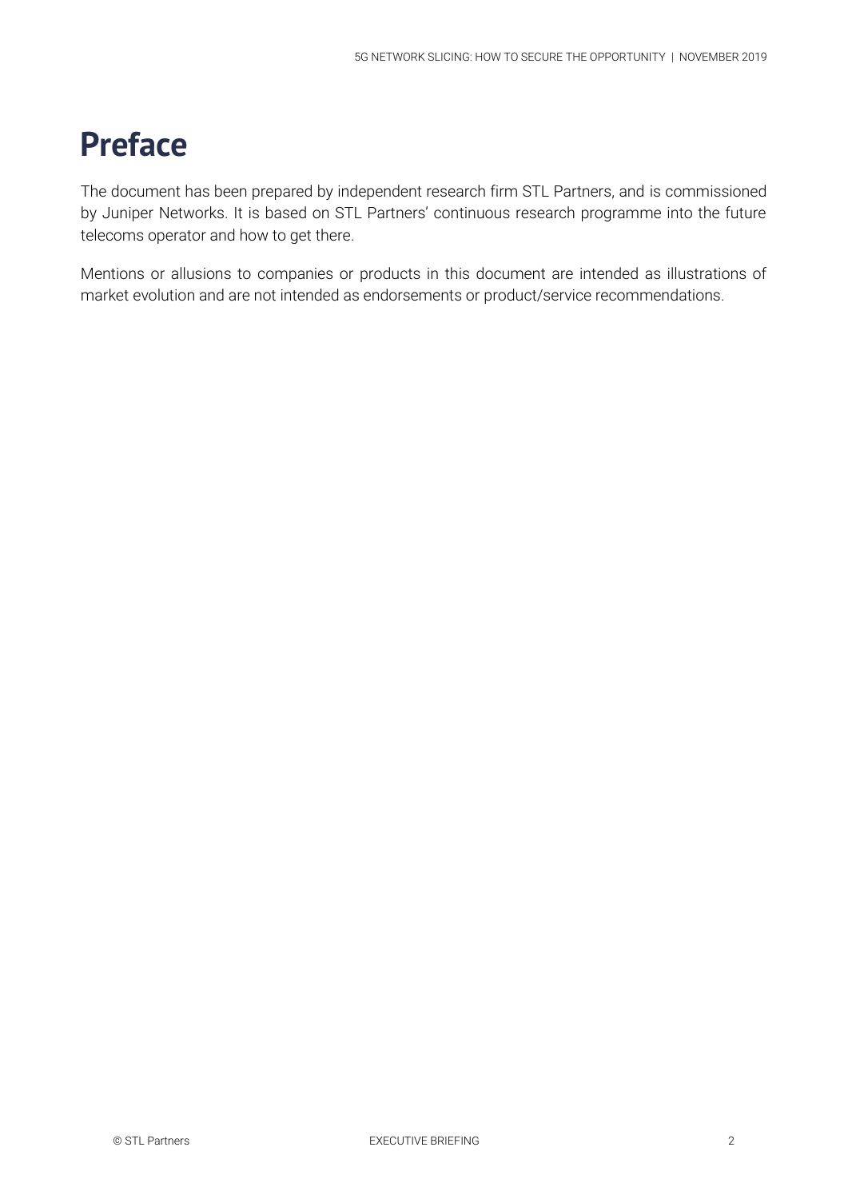# Preface

The document has been prepared by independent research firm STL Partners, and is commissioned by Juniper Networks. It is based on STL Partners' continuous research programme into the future telecoms operator and how to get there.

Mentions or allusions to companies or products in this document are intended as illustrations of market evolution and are not intended as endorsements or product/service recommendations.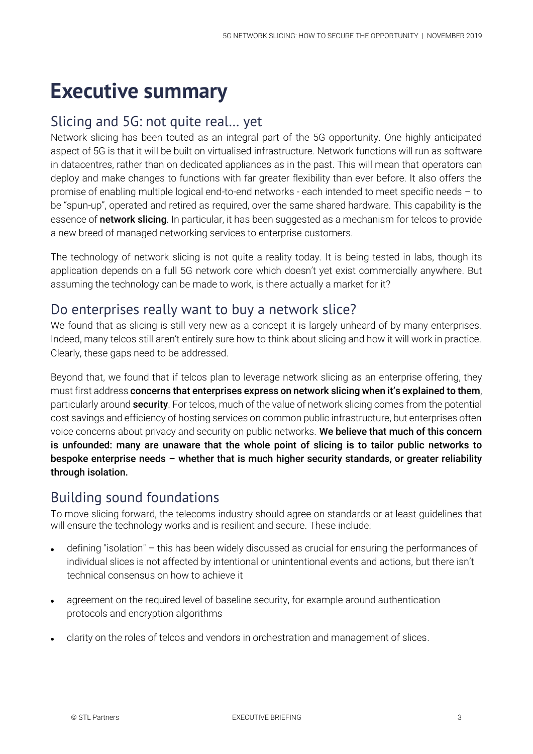# Executive summary

## Slicing and 5G: not quite real… yet

Network slicing has been touted as an integral part of the 5G opportunity. One highly anticipated aspect of 5G is that it will be built on virtualised infrastructure. Network functions will run as software in datacentres, rather than on dedicated appliances as in the past. This will mean that operators can deploy and make changes to functions with far greater flexibility than ever before. It also offers the promise of enabling multiple logical end-to-end networks - each intended to meet specific needs – to be "spun-up", operated and retired as required, over the same shared hardware. This capability is the essence of **network slicing**. In particular, it has been suggested as a mechanism for telcos to provide a new breed of managed networking services to enterprise customers.

The technology of network slicing is not quite a reality today. It is being tested in labs, though its application depends on a full 5G network core which doesn't yet exist commercially anywhere. But assuming the technology can be made to work, is there actually a market for it?

## Do enterprises really want to buy a network slice?

We found that as slicing is still very new as a concept it is largely unheard of by many enterprises. Indeed, many telcos still aren't entirely sure how to think about slicing and how it will work in practice. Clearly, these gaps need to be addressed.

Beyond that, we found that if telcos plan to leverage network slicing as an enterprise offering, they must first address **concerns that enterprises express on network slicing when it's explained to them**, particularly around **security**. For telcos, much of the value of network slicing comes from the potential cost savings and efficiency of hosting services on common public infrastructure, but enterprises often voice concerns about privacy and security on public networks. **We believe that much of this concern is unfounded: many are unaware that the whole point of slicing is to tailor public networks to bespoke enterprise needs – whether that is much higher security standards, or greater reliability through isolation.**

## Building sound foundations

To move slicing forward, the telecoms industry should agree on standards or at least guidelines that will ensure the technology works and is resilient and secure. These include:

- defining "isolation" – this has been widely discussed as crucial for ensuring the performances of individual slices is not affected by intentional or unintentional events and actions, but there isn't technical consensus on how to achieve it
- agreement on the required level of baseline security, for example around authentication protocols and encryption algorithms
- clarity on the roles of telcos and vendors in orchestration and management of slices.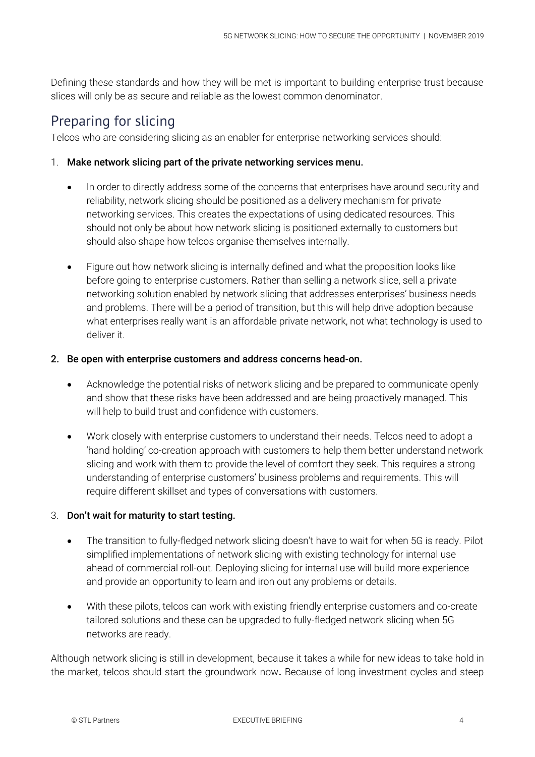Defining these standards and how they will be met is important to building enterprise trust because slices will only be as secure and reliable as the lowest common denominator.

## Preparing for slicing

Telcos who are considering slicing as an enabler for enterprise networking services should:

1. **Make network slicing part of the private networking services menu.**

    - In order to directly address some of the concerns that enterprises have around security and reliability, network slicing should be positioned as a delivery mechanism for private networking services. This creates the expectations of using dedicated resources. This should not only be about how network slicing is positioned externally to customers but should also shape how telcos organise themselves internally.

    - Figure out how network slicing is internally defined and what the proposition looks like before going to enterprise customers. Rather than selling a network slice, sell a private networking solution enabled by network slicing that addresses enterprises' business needs and problems. There will be a period of transition, but this will help drive adoption because what enterprises really want is an affordable private network, not what technology is used to deliver it.

2. **Be open with enterprise customers and address concerns head-on.**

    - Acknowledge the potential risks of network slicing and be prepared to communicate openly and show that these risks have been addressed and are being proactively managed. This will help to build trust and confidence with customers.

    - Work closely with enterprise customers to understand their needs. Telcos need to adopt a 'hand holding' co-creation approach with customers to help them better understand network slicing and work with them to provide the level of comfort they seek. This requires a strong understanding of enterprise customers' business problems and requirements. This will require different skillset and types of conversations with customers.

3. **Don't wait for maturity to start testing.**

    - The transition to fully-fledged network slicing doesn't have to wait for when 5G is ready. Pilot simplified implementations of network slicing with existing technology for internal use ahead of commercial roll-out. Deploying slicing for internal use will build more experience and provide an opportunity to learn and iron out any problems or details.

    - With these pilots, telcos can work with existing friendly enterprise customers and co-create tailored solutions and these can be upgraded to fully-fledged network slicing when 5G networks are ready.

Although network slicing is still in development, because it takes a while for new ideas to take hold in the market, telcos should start the groundwork now. Because of long investment cycles and steep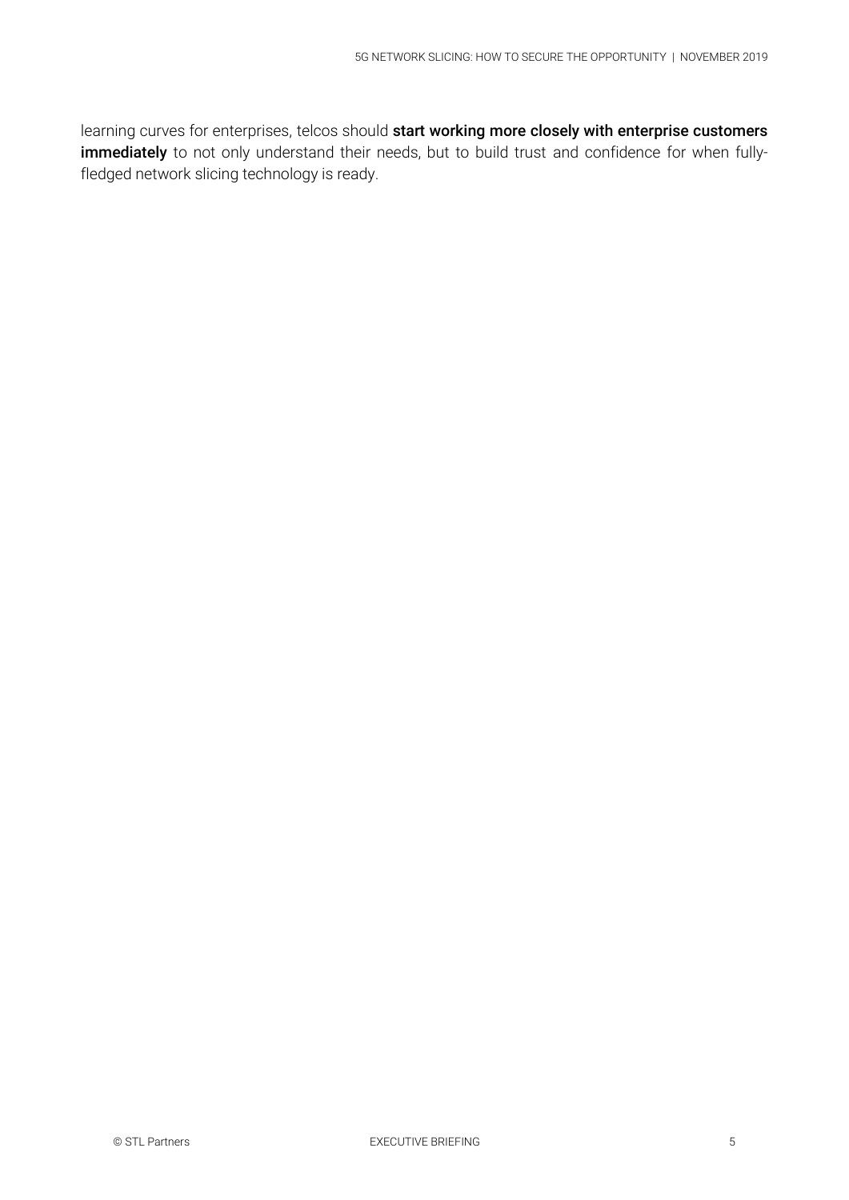learning curves for enterprises, telcos should **start working more closely with enterprise customers immediately** to not only understand their needs, but to build trust and confidence for when fully-fledged network slicing technology is ready.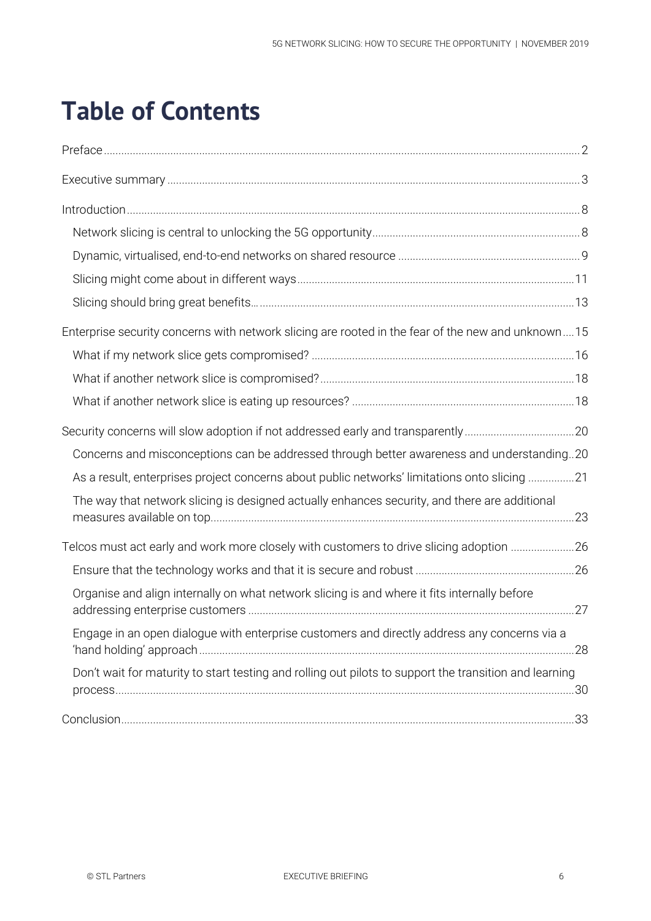# Table of Contents

Preface ..... 2

Executive summary ..... 3

Introduction ..... 8

- Network slicing is central to unlocking the 5G opportunity ..... 8
- Dynamic, virtualised, end-to-end networks on shared resource ..... 9
- Slicing might come about in different ways ..... 11
- Slicing should bring great benefits… ..... 13

Enterprise security concerns with network slicing are rooted in the fear of the new and unknown ..... 15

- What if my network slice gets compromised? ..... 16
- What if another network slice is compromised? ..... 18
- What if another network slice is eating up resources? ..... 18

Security concerns will slow adoption if not addressed early and transparently ..... 20

- Concerns and misconceptions can be addressed through better awareness and understanding ..... 20
- As a result, enterprises project concerns about public networks' limitations onto slicing ..... 21
- The way that network slicing is designed actually enhances security, and there are additional measures available on top ..... 23

Telcos must act early and work more closely with customers to drive slicing adoption ..... 26

- Ensure that the technology works and that it is secure and robust ..... 26
- Organise and align internally on what network slicing is and where it fits internally before addressing enterprise customers ..... 27
- Engage in an open dialogue with enterprise customers and directly address any concerns via a 'hand holding' approach ..... 28
- Don't wait for maturity to start testing and rolling out pilots to support the transition and learning process ..... 30

Conclusion ..... 33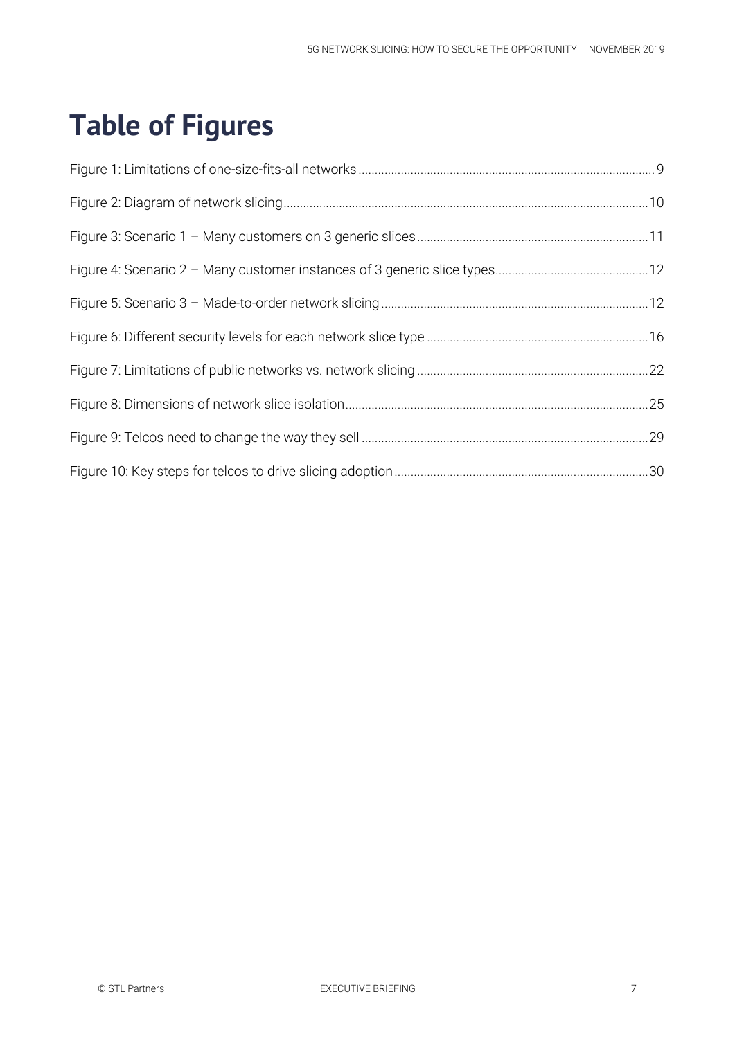# Table of Figures

Figure 1: Limitations of one-size-fits-all networks ........ 9

Figure 2: Diagram of network slicing ........ 10

Figure 3: Scenario 1 – Many customers on 3 generic slices ........ 11

Figure 4: Scenario 2 – Many customer instances of 3 generic slice types ........ 12

Figure 5: Scenario 3 – Made-to-order network slicing ........ 12

Figure 6: Different security levels for each network slice type ........ 16

Figure 7: Limitations of public networks vs. network slicing ........ 22

Figure 8: Dimensions of network slice isolation ........ 25

Figure 9: Telcos need to change the way they sell ........ 29

Figure 10: Key steps for telcos to drive slicing adoption ........ 30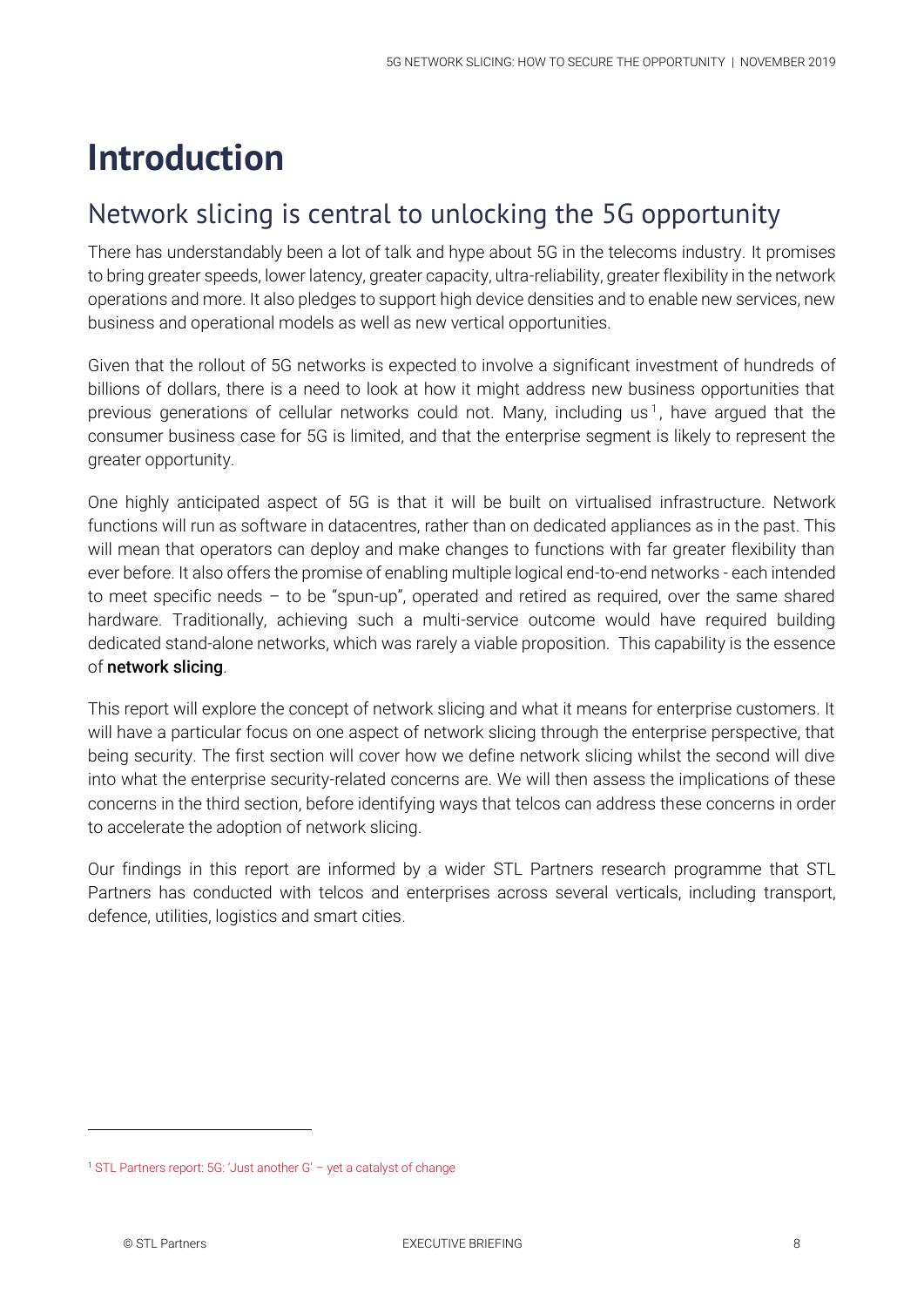# Introduction

## Network slicing is central to unlocking the 5G opportunity

There has understandably been a lot of talk and hype about 5G in the telecoms industry. It promises to bring greater speeds, lower latency, greater capacity, ultra-reliability, greater flexibility in the network operations and more. It also pledges to support high device densities and to enable new services, new business and operational models as well as new vertical opportunities.

Given that the rollout of 5G networks is expected to involve a significant investment of hundreds of billions of dollars, there is a need to look at how it might address new business opportunities that previous generations of cellular networks could not. Many, including us[1], have argued that the consumer business case for 5G is limited, and that the enterprise segment is likely to represent the greater opportunity.

One highly anticipated aspect of 5G is that it will be built on virtualised infrastructure. Network functions will run as software in datacentres, rather than on dedicated appliances as in the past. This will mean that operators can deploy and make changes to functions with far greater flexibility than ever before. It also offers the promise of enabling multiple logical end-to-end networks - each intended to meet specific needs – to be "spun-up", operated and retired as required, over the same shared hardware. Traditionally, achieving such a multi-service outcome would have required building dedicated stand-alone networks, which was rarely a viable proposition. This capability is the essence of **network slicing**.

This report will explore the concept of network slicing and what it means for enterprise customers. It will have a particular focus on one aspect of network slicing through the enterprise perspective, that being security. The first section will cover how we define network slicing whilst the second will dive into what the enterprise security-related concerns are. We will then assess the implications of these concerns in the third section, before identifying ways that telcos can address these concerns in order to accelerate the adoption of network slicing.

Our findings in this report are informed by a wider STL Partners research programme that STL Partners has conducted with telcos and enterprises across several verticals, including transport, defence, utilities, logistics and smart cities.

---

[1] STL Partners report: 5G: 'Just another G' – yet a catalyst of change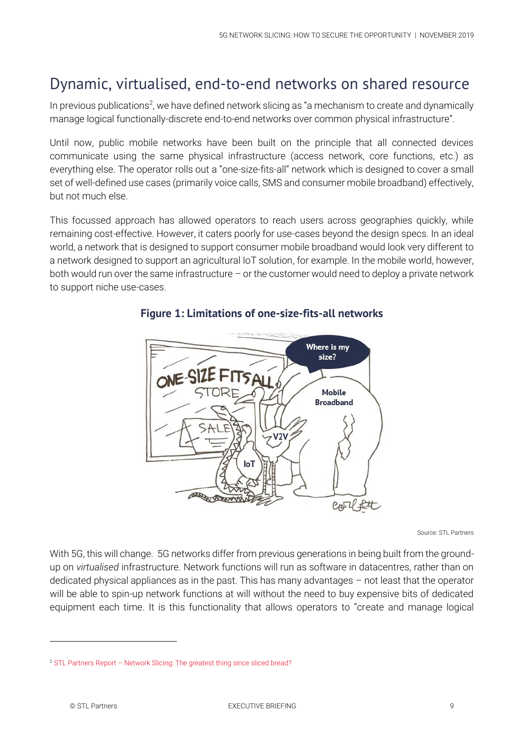## Dynamic, virtualised, end-to-end networks on shared resource

In previous publications[2], we have defined network slicing as "a mechanism to create and dynamically manage logical functionally-discrete end-to-end networks over common physical infrastructure".

Until now, public mobile networks have been built on the principle that all connected devices communicate using the same physical infrastructure (access network, core functions, etc.) as everything else. The operator rolls out a "one-size-fits-all" network which is designed to cover a small set of well-defined use cases (primarily voice calls, SMS and consumer mobile broadband) effectively, but not much else.

This focussed approach has allowed operators to reach users across geographies quickly, while remaining cost-effective. However, it caters poorly for use-cases beyond the design specs. In an ideal world, a network that is designed to support consumer mobile broadband would look very different to a network designed to support an agricultural IoT solution, for example. In the mobile world, however, both would run over the same infrastructure – or the customer would need to deploy a private network to support niche use-cases.

**Figure 1: Limitations of one-size-fits-all networks**

Source: STL Partners

With 5G, this will change. 5G networks differ from previous generations in being built from the ground-up on *virtualised* infrastructure. Network functions will run as software in datacentres, rather than on dedicated physical appliances as in the past. This has many advantages – not least that the operator will be able to spin-up network functions at will without the need to buy expensive bits of dedicated equipment each time. It is this functionality that allows operators to "create and manage logical

[2] STL Partners Report – Network Slicing: The greatest thing since sliced bread?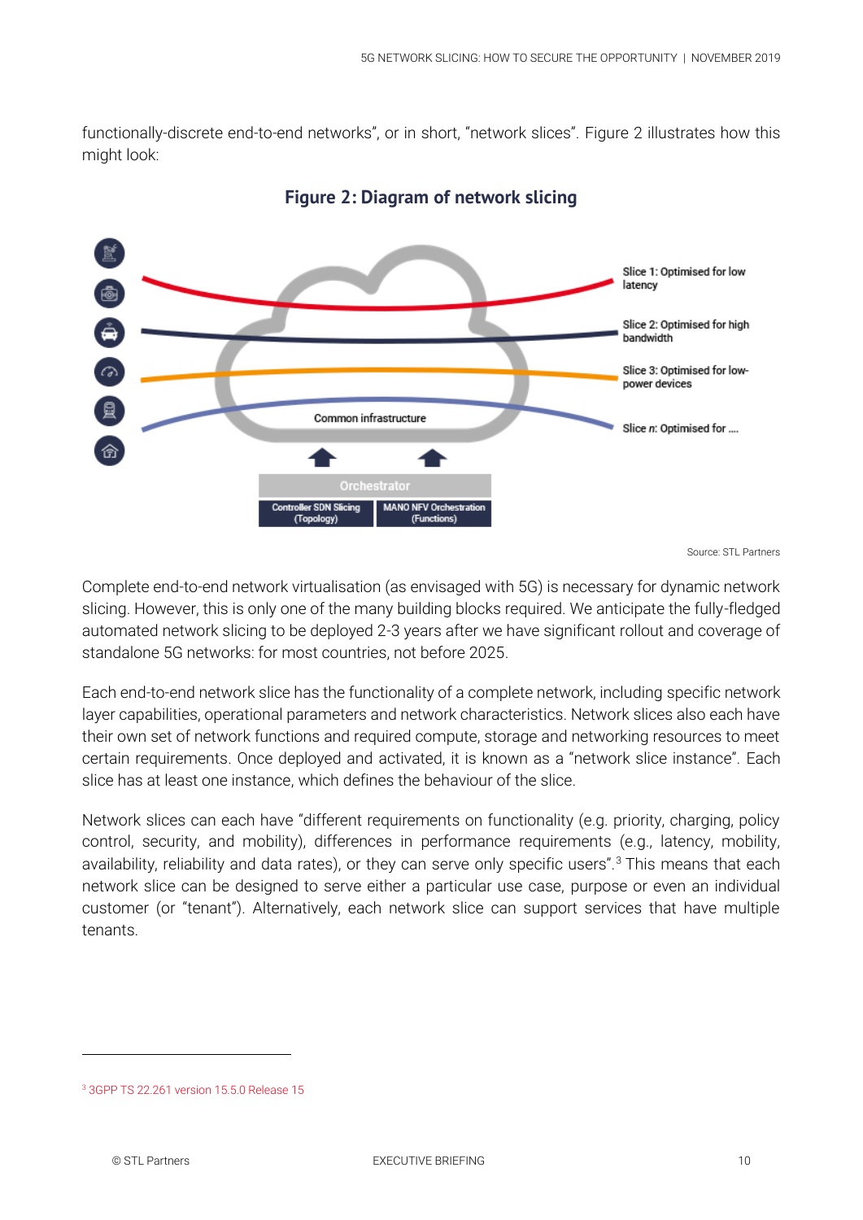functionally-discrete end-to-end networks", or in short, "network slices". Figure 2 illustrates how this might look:

**Figure 2: Diagram of network slicing**

Source: STL Partners

Complete end-to-end network virtualisation (as envisaged with 5G) is necessary for dynamic network slicing. However, this is only one of the many building blocks required. We anticipate the fully-fledged automated network slicing to be deployed 2-3 years after we have significant rollout and coverage of standalone 5G networks: for most countries, not before 2025.

Each end-to-end network slice has the functionality of a complete network, including specific network layer capabilities, operational parameters and network characteristics. Network slices also each have their own set of network functions and required compute, storage and networking resources to meet certain requirements. Once deployed and activated, it is known as a "network slice instance". Each slice has at least one instance, which defines the behaviour of the slice.

Network slices can each have "different requirements on functionality (e.g. priority, charging, policy control, security, and mobility), differences in performance requirements (e.g., latency, mobility, availability, reliability and data rates), or they can serve only specific users".[3] This means that each network slice can be designed to serve either a particular use case, purpose or even an individual customer (or "tenant"). Alternatively, each network slice can support services that have multiple tenants.

[3] 3GPP TS 22.261 version 15.5.0 Release 15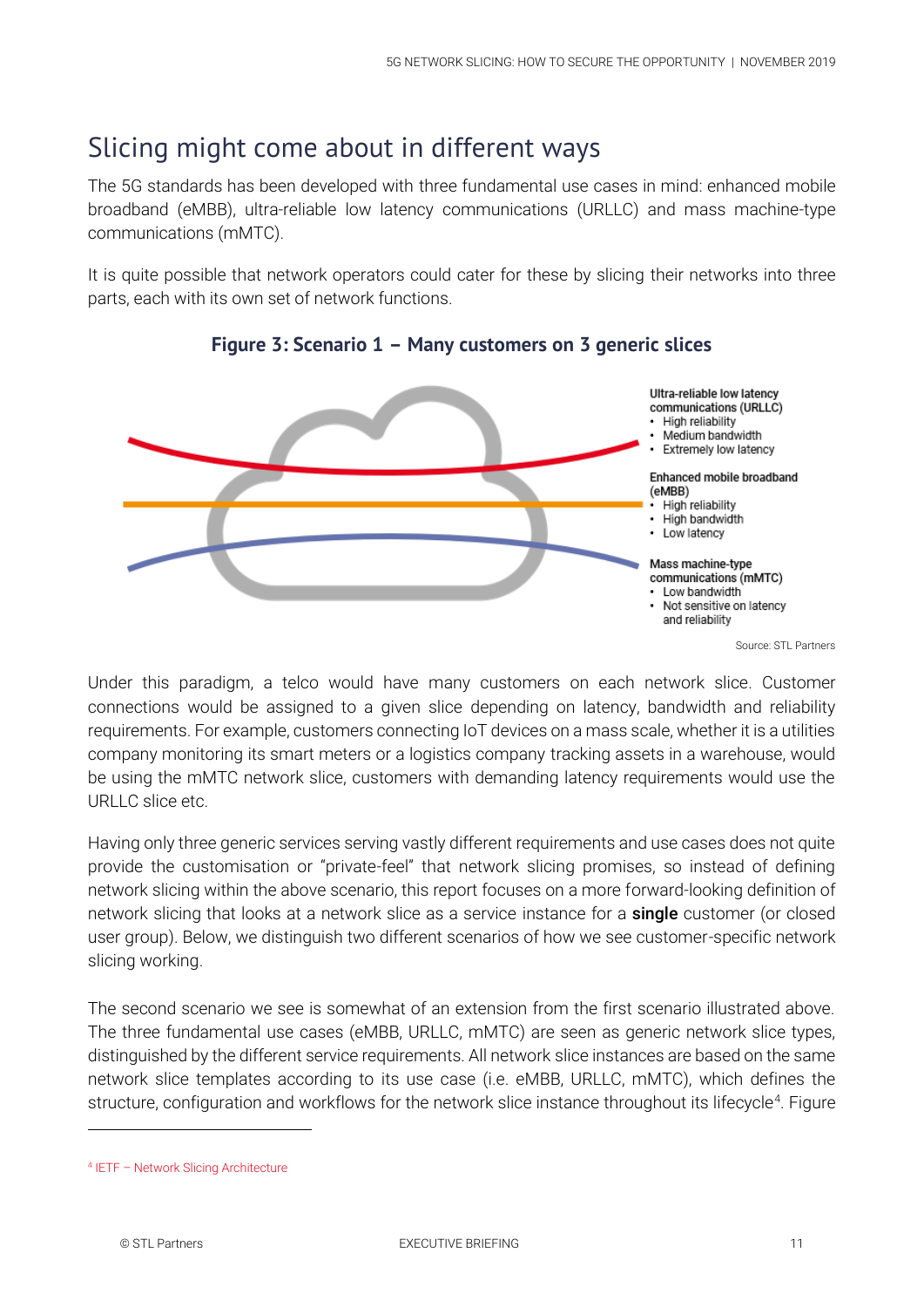## Slicing might come about in different ways

The 5G standards has been developed with three fundamental use cases in mind: enhanced mobile broadband (eMBB), ultra-reliable low latency communications (URLLC) and mass machine-type communications (mMTC).

It is quite possible that network operators could cater for these by slicing their networks into three parts, each with its own set of network functions.

**Figure 3: Scenario 1 – Many customers on 3 generic slices**

**Ultra-reliable low latency communications (URLLC)**
- High reliability
- Medium bandwidth
- Extremely low latency

**Enhanced mobile broadband (eMBB)**
- High reliability
- High bandwidth
- Low latency

**Mass machine-type communications (mMTC)**
- Low bandwidth
- Not sensitive on latency and reliability

Source: STL Partners

Under this paradigm, a telco would have many customers on each network slice. Customer connections would be assigned to a given slice depending on latency, bandwidth and reliability requirements. For example, customers connecting IoT devices on a mass scale, whether it is a utilities company monitoring its smart meters or a logistics company tracking assets in a warehouse, would be using the mMTC network slice, customers with demanding latency requirements would use the URLLC slice etc.

Having only three generic services serving vastly different requirements and use cases does not quite provide the customisation or "private-feel" that network slicing promises, so instead of defining network slicing within the above scenario, this report focuses on a more forward-looking definition of network slicing that looks at a network slice as a service instance for a **single** customer (or closed user group). Below, we distinguish two different scenarios of how we see customer-specific network slicing working.

The second scenario we see is somewhat of an extension from the first scenario illustrated above. The three fundamental use cases (eMBB, URLLC, mMTC) are seen as generic network slice types, distinguished by the different service requirements. All network slice instances are based on the same network slice templates according to its use case (i.e. eMBB, URLLC, mMTC), which defines the structure, configuration and workflows for the network slice instance throughout its lifecycle[4]. Figure

[4] IETF – Network Slicing Architecture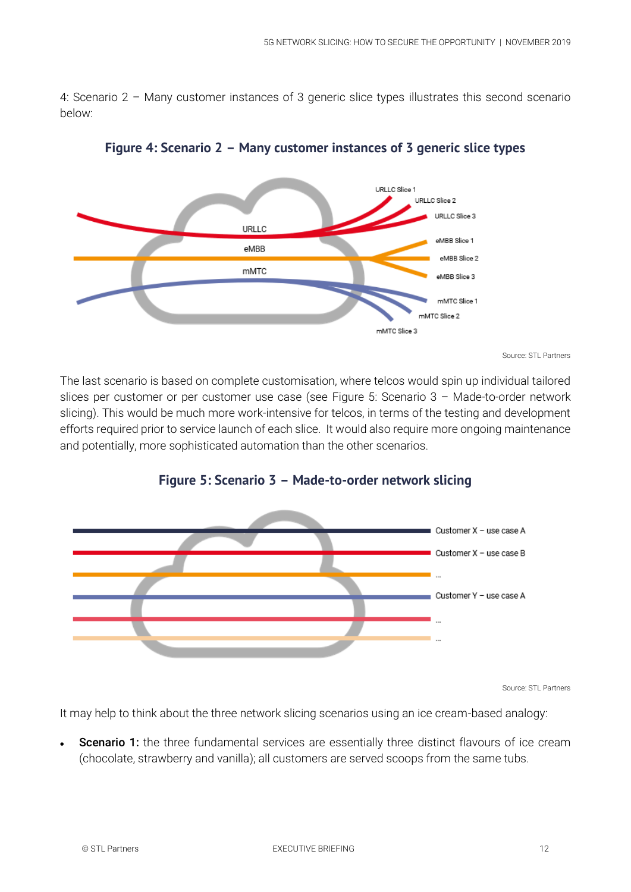4: Scenario 2 – Many customer instances of 3 generic slice types illustrates this second scenario below:

**Figure 4: Scenario 2 – Many customer instances of 3 generic slice types**

Source: STL Partners

The last scenario is based on complete customisation, where telcos would spin up individual tailored slices per customer or per customer use case (see Figure 5: Scenario 3 – Made-to-order network slicing). This would be much more work-intensive for telcos, in terms of the testing and development efforts required prior to service launch of each slice. It would also require more ongoing maintenance and potentially, more sophisticated automation than the other scenarios.

**Figure 5: Scenario 3 – Made-to-order network slicing**

Source: STL Partners

It may help to think about the three network slicing scenarios using an ice cream-based analogy:

- **Scenario 1:** the three fundamental services are essentially three distinct flavours of ice cream (chocolate, strawberry and vanilla); all customers are served scoops from the same tubs.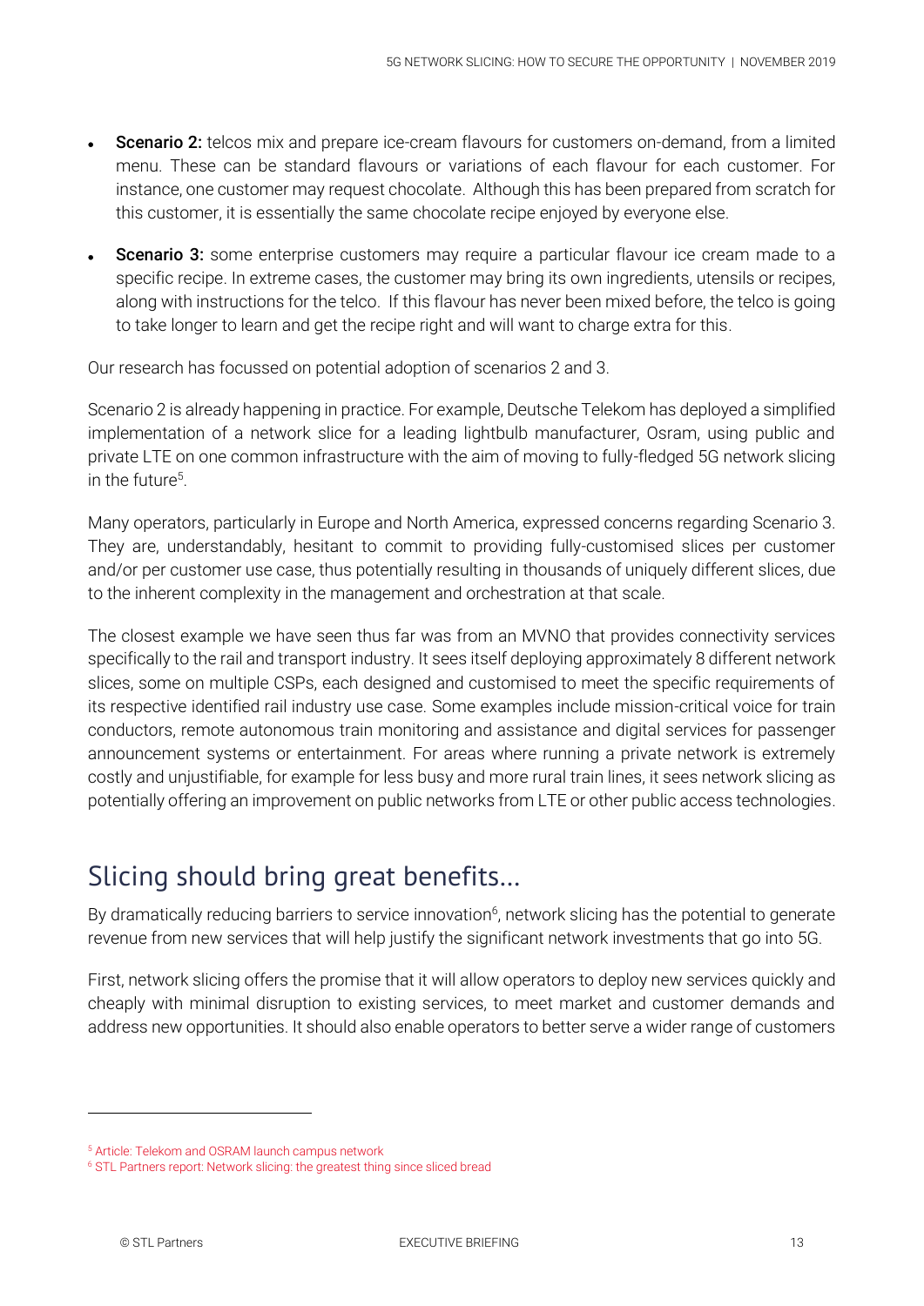- **Scenario 2:** telcos mix and prepare ice-cream flavours for customers on-demand, from a limited menu. These can be standard flavours or variations of each flavour for each customer. For instance, one customer may request chocolate. Although this has been prepared from scratch for this customer, it is essentially the same chocolate recipe enjoyed by everyone else.
- **Scenario 3:** some enterprise customers may require a particular flavour ice cream made to a specific recipe. In extreme cases, the customer may bring its own ingredients, utensils or recipes, along with instructions for the telco. If this flavour has never been mixed before, the telco is going to take longer to learn and get the recipe right and will want to charge extra for this.

Our research has focussed on potential adoption of scenarios 2 and 3.

Scenario 2 is already happening in practice. For example, Deutsche Telekom has deployed a simplified implementation of a network slice for a leading lightbulb manufacturer, Osram, using public and private LTE on one common infrastructure with the aim of moving to fully-fledged 5G network slicing in the future[5].

Many operators, particularly in Europe and North America, expressed concerns regarding Scenario 3. They are, understandably, hesitant to commit to providing fully-customised slices per customer and/or per customer use case, thus potentially resulting in thousands of uniquely different slices, due to the inherent complexity in the management and orchestration at that scale.

The closest example we have seen thus far was from an MVNO that provides connectivity services specifically to the rail and transport industry. It sees itself deploying approximately 8 different network slices, some on multiple CSPs, each designed and customised to meet the specific requirements of its respective identified rail industry use case. Some examples include mission-critical voice for train conductors, remote autonomous train monitoring and assistance and digital services for passenger announcement systems or entertainment. For areas where running a private network is extremely costly and unjustifiable, for example for less busy and more rural train lines, it sees network slicing as potentially offering an improvement on public networks from LTE or other public access technologies.

## Slicing should bring great benefits...

By dramatically reducing barriers to service innovation[6], network slicing has the potential to generate revenue from new services that will help justify the significant network investments that go into 5G.

First, network slicing offers the promise that it will allow operators to deploy new services quickly and cheaply with minimal disruption to existing services, to meet market and customer demands and address new opportunities. It should also enable operators to better serve a wider range of customers

[5] Article: Telekom and OSRAM launch campus network

[6] STL Partners report: Network slicing: the greatest thing since sliced bread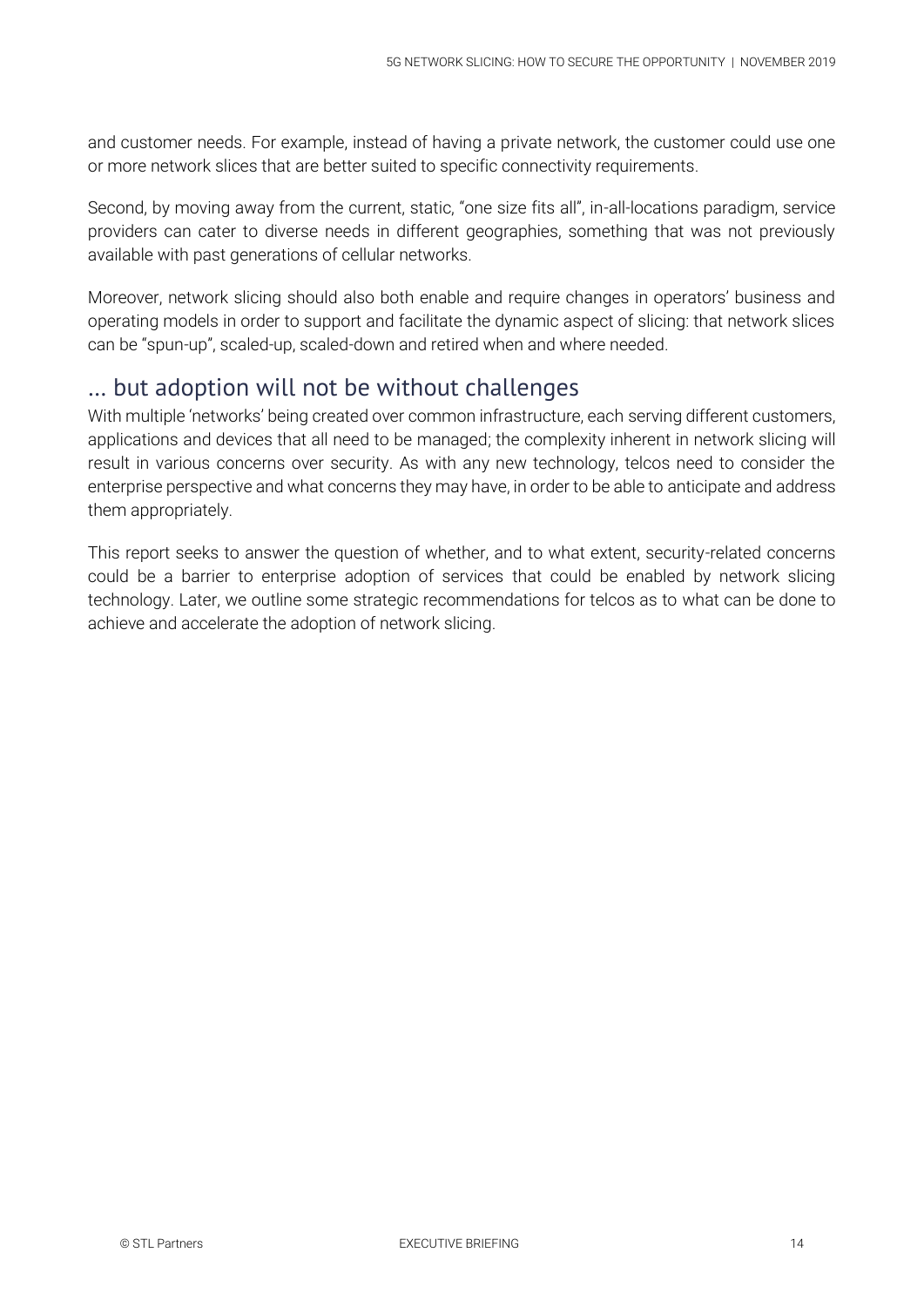and customer needs. For example, instead of having a private network, the customer could use one or more network slices that are better suited to specific connectivity requirements.

Second, by moving away from the current, static, "one size fits all", in-all-locations paradigm, service providers can cater to diverse needs in different geographies, something that was not previously available with past generations of cellular networks.

Moreover, network slicing should also both enable and require changes in operators' business and operating models in order to support and facilitate the dynamic aspect of slicing: that network slices can be "spun-up", scaled-up, scaled-down and retired when and where needed.

## … but adoption will not be without challenges

With multiple 'networks' being created over common infrastructure, each serving different customers, applications and devices that all need to be managed; the complexity inherent in network slicing will result in various concerns over security. As with any new technology, telcos need to consider the enterprise perspective and what concerns they may have, in order to be able to anticipate and address them appropriately.

This report seeks to answer the question of whether, and to what extent, security-related concerns could be a barrier to enterprise adoption of services that could be enabled by network slicing technology. Later, we outline some strategic recommendations for telcos as to what can be done to achieve and accelerate the adoption of network slicing.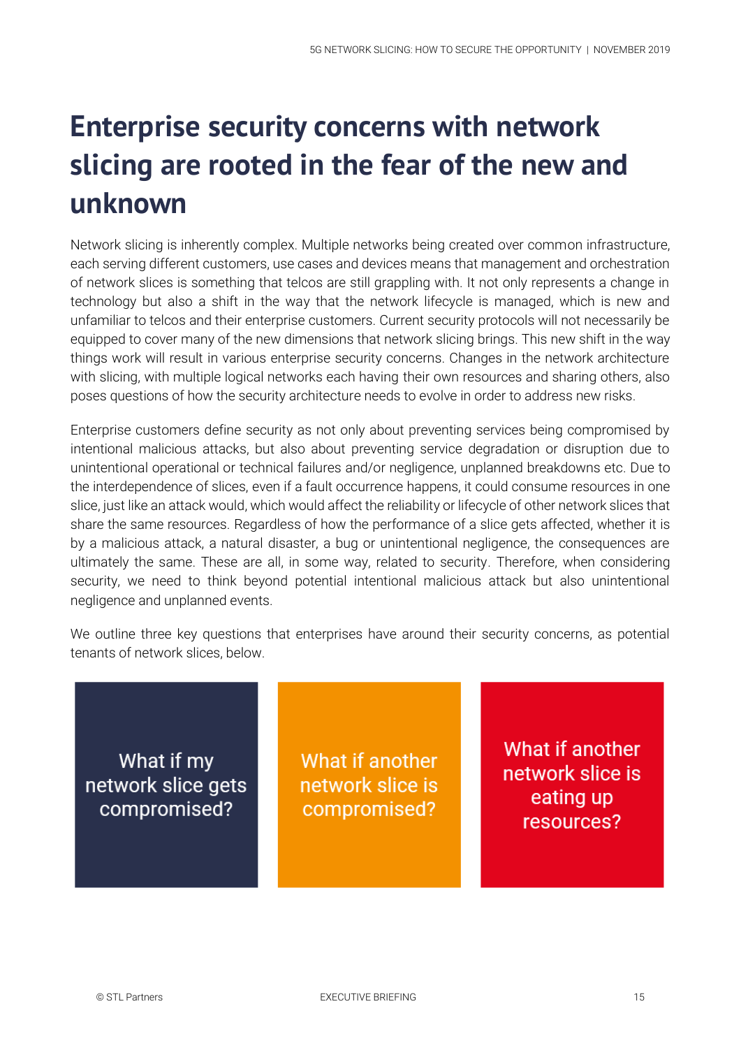# Enterprise security concerns with network slicing are rooted in the fear of the new and unknown

Network slicing is inherently complex. Multiple networks being created over common infrastructure, each serving different customers, use cases and devices means that management and orchestration of network slices is something that telcos are still grappling with. It not only represents a change in technology but also a shift in the way that the network lifecycle is managed, which is new and unfamiliar to telcos and their enterprise customers. Current security protocols will not necessarily be equipped to cover many of the new dimensions that network slicing brings. This new shift in the way things work will result in various enterprise security concerns. Changes in the network architecture with slicing, with multiple logical networks each having their own resources and sharing others, also poses questions of how the security architecture needs to evolve in order to address new risks.

Enterprise customers define security as not only about preventing services being compromised by intentional malicious attacks, but also about preventing service degradation or disruption due to unintentional operational or technical failures and/or negligence, unplanned breakdowns etc. Due to the interdependence of slices, even if a fault occurrence happens, it could consume resources in one slice, just like an attack would, which would affect the reliability or lifecycle of other network slices that share the same resources. Regardless of how the performance of a slice gets affected, whether it is by a malicious attack, a natural disaster, a bug or unintentional negligence, the consequences are ultimately the same. These are all, in some way, related to security. Therefore, when considering security, we need to think beyond potential intentional malicious attack but also unintentional negligence and unplanned events.

We outline three key questions that enterprises have around their security concerns, as potential tenants of network slices, below.

- What if my network slice gets compromised?
- What if another network slice is compromised?
- What if another network slice is eating up resources?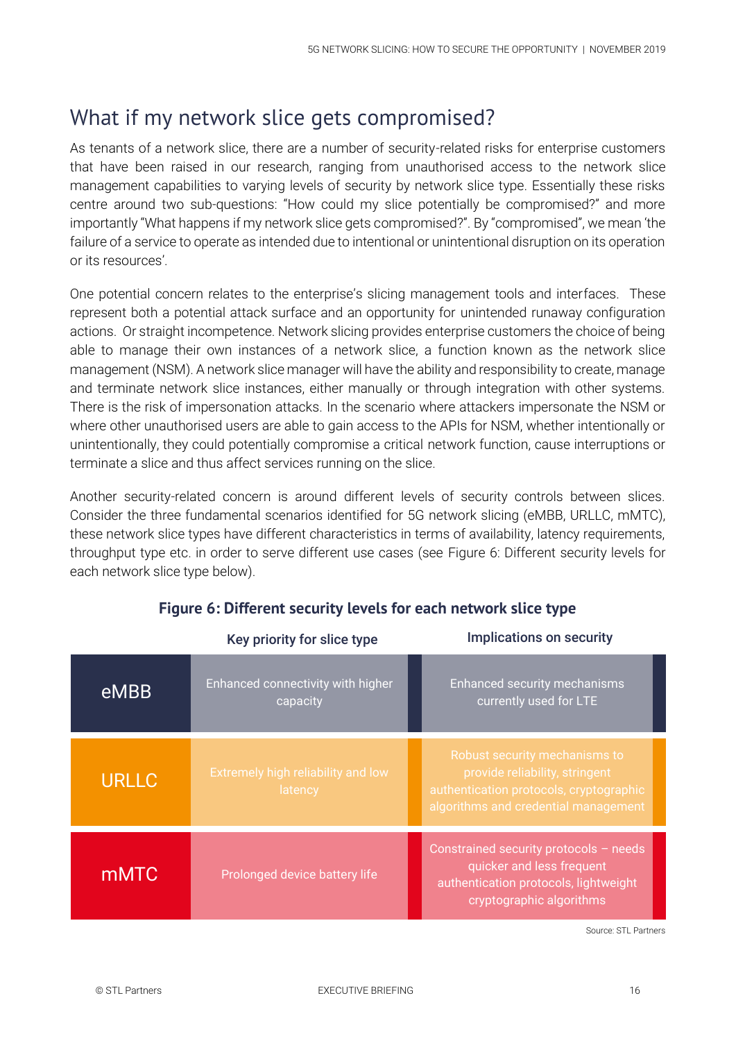## What if my network slice gets compromised?

As tenants of a network slice, there are a number of security-related risks for enterprise customers that have been raised in our research, ranging from unauthorised access to the network slice management capabilities to varying levels of security by network slice type. Essentially these risks centre around two sub-questions: "How could my slice potentially be compromised?" and more importantly "What happens if my network slice gets compromised?". By "compromised", we mean 'the failure of a service to operate as intended due to intentional or unintentional disruption on its operation or its resources'.

One potential concern relates to the enterprise's slicing management tools and interfaces. These represent both a potential attack surface and an opportunity for unintended runaway configuration actions. Or straight incompetence. Network slicing provides enterprise customers the choice of being able to manage their own instances of a network slice, a function known as the network slice management (NSM). A network slice manager will have the ability and responsibility to create, manage and terminate network slice instances, either manually or through integration with other systems. There is the risk of impersonation attacks. In the scenario where attackers impersonate the NSM or where other unauthorised users are able to gain access to the APIs for NSM, whether intentionally or unintentionally, they could potentially compromise a critical network function, cause interruptions or terminate a slice and thus affect services running on the slice.

Another security-related concern is around different levels of security controls between slices. Consider the three fundamental scenarios identified for 5G network slicing (eMBB, URLLC, mMTC), these network slice types have different characteristics in terms of availability, latency requirements, throughput type etc. in order to serve different use cases (see Figure 6: Different security levels for each network slice type below).

**Figure 6: Different security levels for each network slice type**

| | Key priority for slice type | Implications on security |
|---|---|---|
| eMBB | Enhanced connectivity with higher capacity | Enhanced security mechanisms currently used for LTE |
| URLLC | Extremely high reliability and low latency | Robust security mechanisms to provide reliability, stringent authentication protocols, cryptographic algorithms and credential management |
| mMTC | Prolonged device battery life | Constrained security protocols – needs quicker and less frequent authentication protocols, lightweight cryptographic algorithms |

Source: STL Partners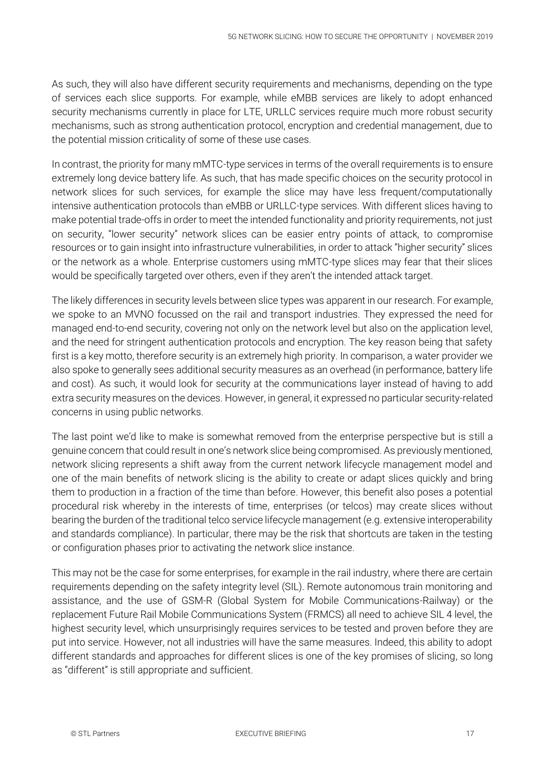As such, they will also have different security requirements and mechanisms, depending on the type of services each slice supports. For example, while eMBB services are likely to adopt enhanced security mechanisms currently in place for LTE, URLLC services require much more robust security mechanisms, such as strong authentication protocol, encryption and credential management, due to the potential mission criticality of some of these use cases.

In contrast, the priority for many mMTC-type services in terms of the overall requirements is to ensure extremely long device battery life. As such, that has made specific choices on the security protocol in network slices for such services, for example the slice may have less frequent/computationally intensive authentication protocols than eMBB or URLLC-type services. With different slices having to make potential trade-offs in order to meet the intended functionality and priority requirements, not just on security, "lower security" network slices can be easier entry points of attack, to compromise resources or to gain insight into infrastructure vulnerabilities, in order to attack "higher security" slices or the network as a whole. Enterprise customers using mMTC-type slices may fear that their slices would be specifically targeted over others, even if they aren't the intended attack target.

The likely differences in security levels between slice types was apparent in our research. For example, we spoke to an MVNO focussed on the rail and transport industries. They expressed the need for managed end-to-end security, covering not only on the network level but also on the application level, and the need for stringent authentication protocols and encryption. The key reason being that safety first is a key motto, therefore security is an extremely high priority. In comparison, a water provider we also spoke to generally sees additional security measures as an overhead (in performance, battery life and cost). As such, it would look for security at the communications layer instead of having to add extra security measures on the devices. However, in general, it expressed no particular security-related concerns in using public networks.

The last point we'd like to make is somewhat removed from the enterprise perspective but is still a genuine concern that could result in one's network slice being compromised. As previously mentioned, network slicing represents a shift away from the current network lifecycle management model and one of the main benefits of network slicing is the ability to create or adapt slices quickly and bring them to production in a fraction of the time than before. However, this benefit also poses a potential procedural risk whereby in the interests of time, enterprises (or telcos) may create slices without bearing the burden of the traditional telco service lifecycle management (e.g. extensive interoperability and standards compliance). In particular, there may be the risk that shortcuts are taken in the testing or configuration phases prior to activating the network slice instance.

This may not be the case for some enterprises, for example in the rail industry, where there are certain requirements depending on the safety integrity level (SIL). Remote autonomous train monitoring and assistance, and the use of GSM-R (Global System for Mobile Communications-Railway) or the replacement Future Rail Mobile Communications System (FRMCS) all need to achieve SIL 4 level, the highest security level, which unsurprisingly requires services to be tested and proven before they are put into service. However, not all industries will have the same measures. Indeed, this ability to adopt different standards and approaches for different slices is one of the key promises of slicing, so long as "different" is still appropriate and sufficient.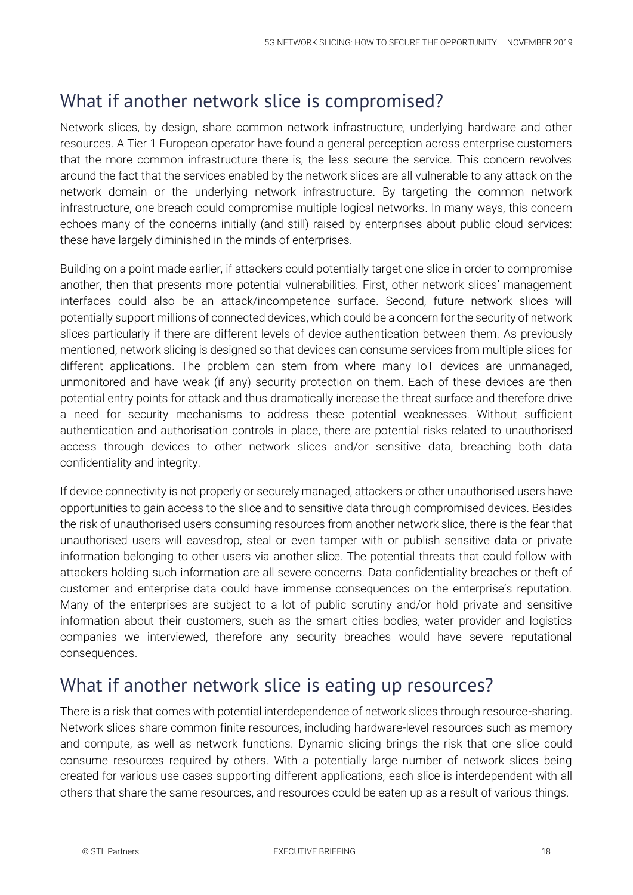## What if another network slice is compromised?

Network slices, by design, share common network infrastructure, underlying hardware and other resources. A Tier 1 European operator have found a general perception across enterprise customers that the more common infrastructure there is, the less secure the service. This concern revolves around the fact that the services enabled by the network slices are all vulnerable to any attack on the network domain or the underlying network infrastructure. By targeting the common network infrastructure, one breach could compromise multiple logical networks. In many ways, this concern echoes many of the concerns initially (and still) raised by enterprises about public cloud services: these have largely diminished in the minds of enterprises.

Building on a point made earlier, if attackers could potentially target one slice in order to compromise another, then that presents more potential vulnerabilities. First, other network slices' management interfaces could also be an attack/incompetence surface. Second, future network slices will potentially support millions of connected devices, which could be a concern for the security of network slices particularly if there are different levels of device authentication between them. As previously mentioned, network slicing is designed so that devices can consume services from multiple slices for different applications. The problem can stem from where many IoT devices are unmanaged, unmonitored and have weak (if any) security protection on them. Each of these devices are then potential entry points for attack and thus dramatically increase the threat surface and therefore drive a need for security mechanisms to address these potential weaknesses. Without sufficient authentication and authorisation controls in place, there are potential risks related to unauthorised access through devices to other network slices and/or sensitive data, breaching both data confidentiality and integrity.

If device connectivity is not properly or securely managed, attackers or other unauthorised users have opportunities to gain access to the slice and to sensitive data through compromised devices. Besides the risk of unauthorised users consuming resources from another network slice, there is the fear that unauthorised users will eavesdrop, steal or even tamper with or publish sensitive data or private information belonging to other users via another slice. The potential threats that could follow with attackers holding such information are all severe concerns. Data confidentiality breaches or theft of customer and enterprise data could have immense consequences on the enterprise's reputation. Many of the enterprises are subject to a lot of public scrutiny and/or hold private and sensitive information about their customers, such as the smart cities bodies, water provider and logistics companies we interviewed, therefore any security breaches would have severe reputational consequences.

## What if another network slice is eating up resources?

There is a risk that comes with potential interdependence of network slices through resource-sharing. Network slices share common finite resources, including hardware-level resources such as memory and compute, as well as network functions. Dynamic slicing brings the risk that one slice could consume resources required by others. With a potentially large number of network slices being created for various use cases supporting different applications, each slice is interdependent with all others that share the same resources, and resources could be eaten up as a result of various things.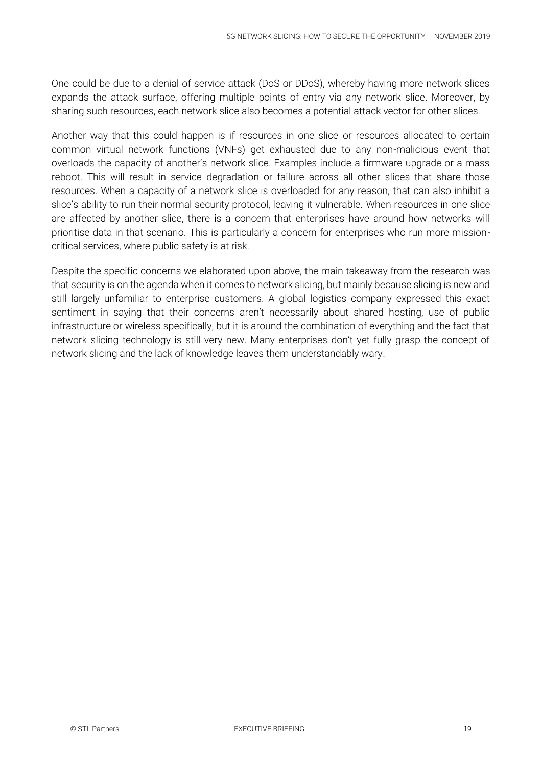One could be due to a denial of service attack (DoS or DDoS), whereby having more network slices expands the attack surface, offering multiple points of entry via any network slice. Moreover, by sharing such resources, each network slice also becomes a potential attack vector for other slices.

Another way that this could happen is if resources in one slice or resources allocated to certain common virtual network functions (VNFs) get exhausted due to any non-malicious event that overloads the capacity of another's network slice. Examples include a firmware upgrade or a mass reboot. This will result in service degradation or failure across all other slices that share those resources. When a capacity of a network slice is overloaded for any reason, that can also inhibit a slice's ability to run their normal security protocol, leaving it vulnerable. When resources in one slice are affected by another slice, there is a concern that enterprises have around how networks will prioritise data in that scenario. This is particularly a concern for enterprises who run more mission-critical services, where public safety is at risk.

Despite the specific concerns we elaborated upon above, the main takeaway from the research was that security is on the agenda when it comes to network slicing, but mainly because slicing is new and still largely unfamiliar to enterprise customers. A global logistics company expressed this exact sentiment in saying that their concerns aren't necessarily about shared hosting, use of public infrastructure or wireless specifically, but it is around the combination of everything and the fact that network slicing technology is still very new. Many enterprises don't yet fully grasp the concept of network slicing and the lack of knowledge leaves them understandably wary.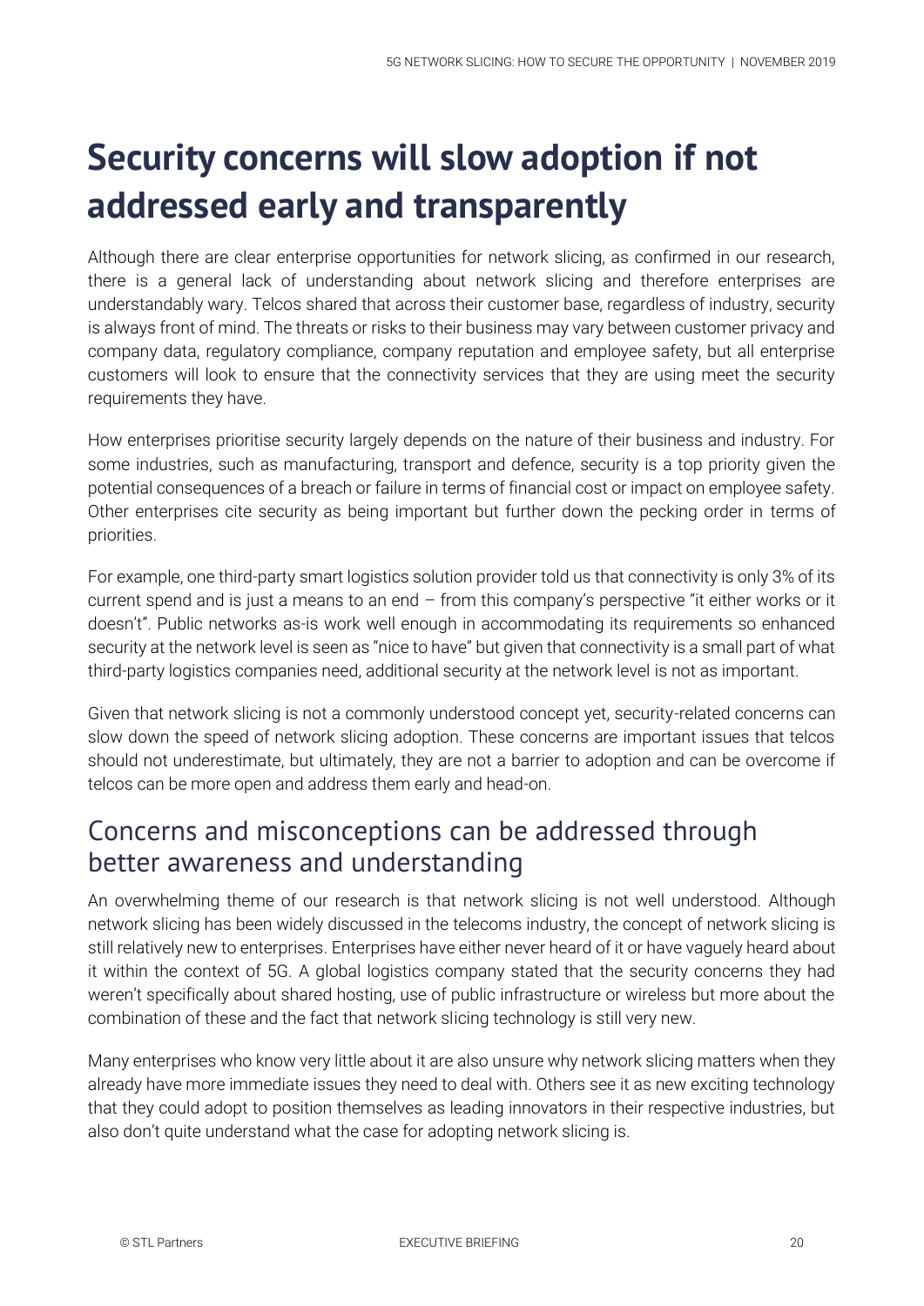# Security concerns will slow adoption if not addressed early and transparently

Although there are clear enterprise opportunities for network slicing, as confirmed in our research, there is a general lack of understanding about network slicing and therefore enterprises are understandably wary. Telcos shared that across their customer base, regardless of industry, security is always front of mind. The threats or risks to their business may vary between customer privacy and company data, regulatory compliance, company reputation and employee safety, but all enterprise customers will look to ensure that the connectivity services that they are using meet the security requirements they have.

How enterprises prioritise security largely depends on the nature of their business and industry. For some industries, such as manufacturing, transport and defence, security is a top priority given the potential consequences of a breach or failure in terms of financial cost or impact on employee safety. Other enterprises cite security as being important but further down the pecking order in terms of priorities.

For example, one third-party smart logistics solution provider told us that connectivity is only 3% of its current spend and is just a means to an end – from this company's perspective "it either works or it doesn't". Public networks as-is work well enough in accommodating its requirements so enhanced security at the network level is seen as "nice to have" but given that connectivity is a small part of what third-party logistics companies need, additional security at the network level is not as important.

Given that network slicing is not a commonly understood concept yet, security-related concerns can slow down the speed of network slicing adoption. These concerns are important issues that telcos should not underestimate, but ultimately, they are not a barrier to adoption and can be overcome if telcos can be more open and address them early and head-on.

## Concerns and misconceptions can be addressed through better awareness and understanding

An overwhelming theme of our research is that network slicing is not well understood. Although network slicing has been widely discussed in the telecoms industry, the concept of network slicing is still relatively new to enterprises. Enterprises have either never heard of it or have vaguely heard about it within the context of 5G. A global logistics company stated that the security concerns they had weren't specifically about shared hosting, use of public infrastructure or wireless but more about the combination of these and the fact that network slicing technology is still very new.

Many enterprises who know very little about it are also unsure why network slicing matters when they already have more immediate issues they need to deal with. Others see it as new exciting technology that they could adopt to position themselves as leading innovators in their respective industries, but also don't quite understand what the case for adopting network slicing is.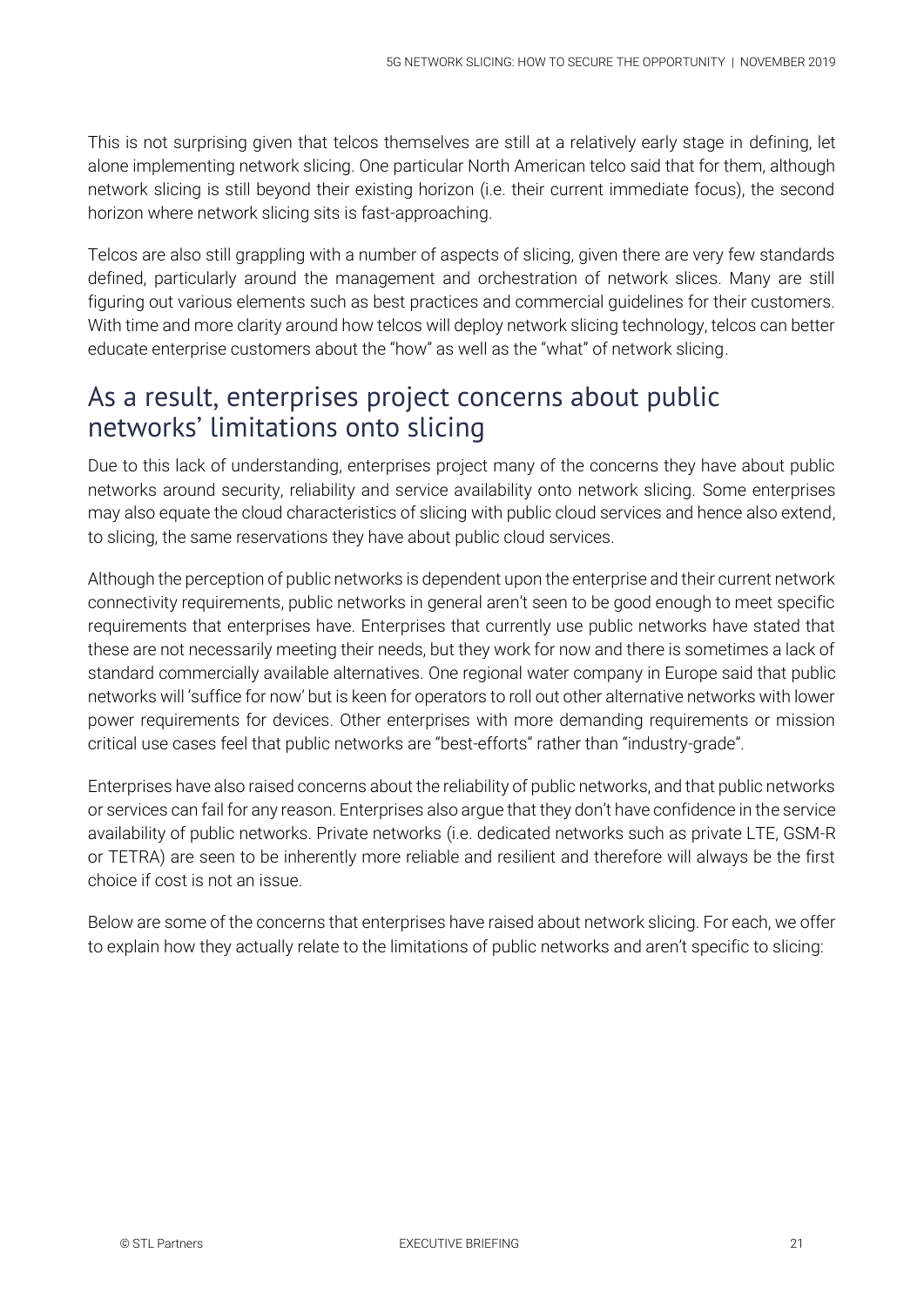This is not surprising given that telcos themselves are still at a relatively early stage in defining, let alone implementing network slicing. One particular North American telco said that for them, although network slicing is still beyond their existing horizon (i.e. their current immediate focus), the second horizon where network slicing sits is fast-approaching.

Telcos are also still grappling with a number of aspects of slicing, given there are very few standards defined, particularly around the management and orchestration of network slices. Many are still figuring out various elements such as best practices and commercial guidelines for their customers. With time and more clarity around how telcos will deploy network slicing technology, telcos can better educate enterprise customers about the "how" as well as the "what" of network slicing.

## As a result, enterprises project concerns about public networks' limitations onto slicing

Due to this lack of understanding, enterprises project many of the concerns they have about public networks around security, reliability and service availability onto network slicing. Some enterprises may also equate the cloud characteristics of slicing with public cloud services and hence also extend, to slicing, the same reservations they have about public cloud services.

Although the perception of public networks is dependent upon the enterprise and their current network connectivity requirements, public networks in general aren't seen to be good enough to meet specific requirements that enterprises have. Enterprises that currently use public networks have stated that these are not necessarily meeting their needs, but they work for now and there is sometimes a lack of standard commercially available alternatives. One regional water company in Europe said that public networks will 'suffice for now' but is keen for operators to roll out other alternative networks with lower power requirements for devices. Other enterprises with more demanding requirements or mission critical use cases feel that public networks are "best-efforts" rather than "industry-grade".

Enterprises have also raised concerns about the reliability of public networks, and that public networks or services can fail for any reason. Enterprises also argue that they don't have confidence in the service availability of public networks. Private networks (i.e. dedicated networks such as private LTE, GSM-R or TETRA) are seen to be inherently more reliable and resilient and therefore will always be the first choice if cost is not an issue.

Below are some of the concerns that enterprises have raised about network slicing. For each, we offer to explain how they actually relate to the limitations of public networks and aren't specific to slicing: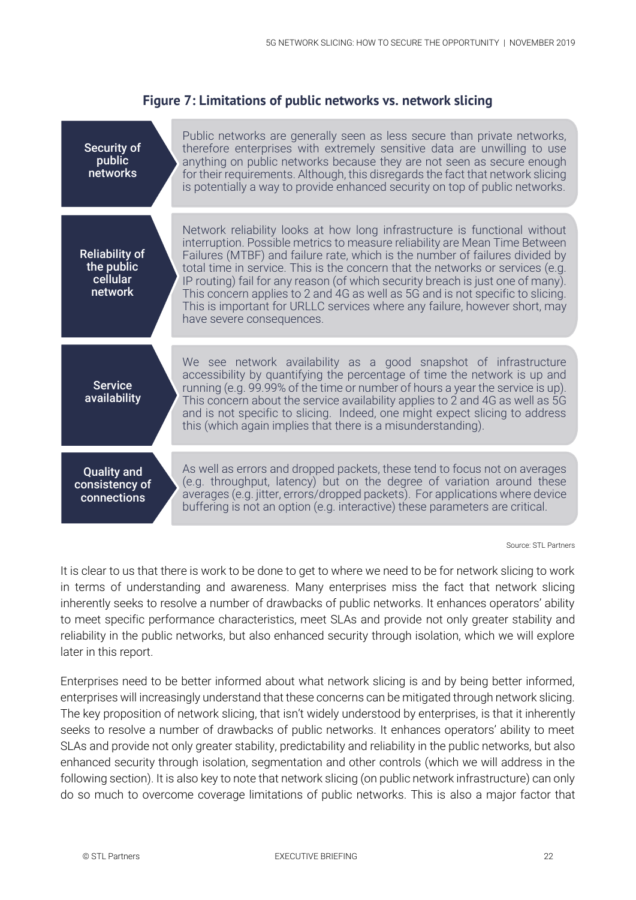**Figure 7: Limitations of public networks vs. network slicing**

| | |
|---|---|
| **Security of public networks** | Public networks are generally seen as less secure than private networks, therefore enterprises with extremely sensitive data are unwilling to use anything on public networks because they are not seen as secure enough for their requirements. Although, this disregards the fact that network slicing is potentially a way to provide enhanced security on top of public networks. |
| **Reliability of the public cellular network** | Network reliability looks at how long infrastructure is functional without interruption. Possible metrics to measure reliability are Mean Time Between Failures (MTBF) and failure rate, which is the number of failures divided by total time in service. This is the concern that the networks or services (e.g. IP routing) fail for any reason (of which security breach is just one of many). This concern applies to 2 and 4G as well as 5G and is not specific to slicing. This is important for URLLC services where any failure, however short, may have severe consequences. |
| **Service availability** | We see network availability as a good snapshot of infrastructure accessibility by quantifying the percentage of time the network is up and running (e.g. 99.99% of the time or number of hours a year the service is up). This concern about the service availability applies to 2 and 4G as well as 5G and is not specific to slicing. Indeed, one might expect slicing to address this (which again implies that there is a misunderstanding). |
| **Quality and consistency of connections** | As well as errors and dropped packets, these tend to focus not on averages (e.g. throughput, latency) but on the degree of variation around these averages (e.g. jitter, errors/dropped packets). For applications where device buffering is not an option (e.g. interactive) these parameters are critical. |

Source: STL Partners

It is clear to us that there is work to be done to get to where we need to be for network slicing to work in terms of understanding and awareness. Many enterprises miss the fact that network slicing inherently seeks to resolve a number of drawbacks of public networks. It enhances operators' ability to meet specific performance characteristics, meet SLAs and provide not only greater stability and reliability in the public networks, but also enhanced security through isolation, which we will explore later in this report.

Enterprises need to be better informed about what network slicing is and by being better informed, enterprises will increasingly understand that these concerns can be mitigated through network slicing. The key proposition of network slicing, that isn't widely understood by enterprises, is that it inherently seeks to resolve a number of drawbacks of public networks. It enhances operators' ability to meet SLAs and provide not only greater stability, predictability and reliability in the public networks, but also enhanced security through isolation, segmentation and other controls (which we will address in the following section). It is also key to note that network slicing (on public network infrastructure) can only do so much to overcome coverage limitations of public networks. This is also a major factor that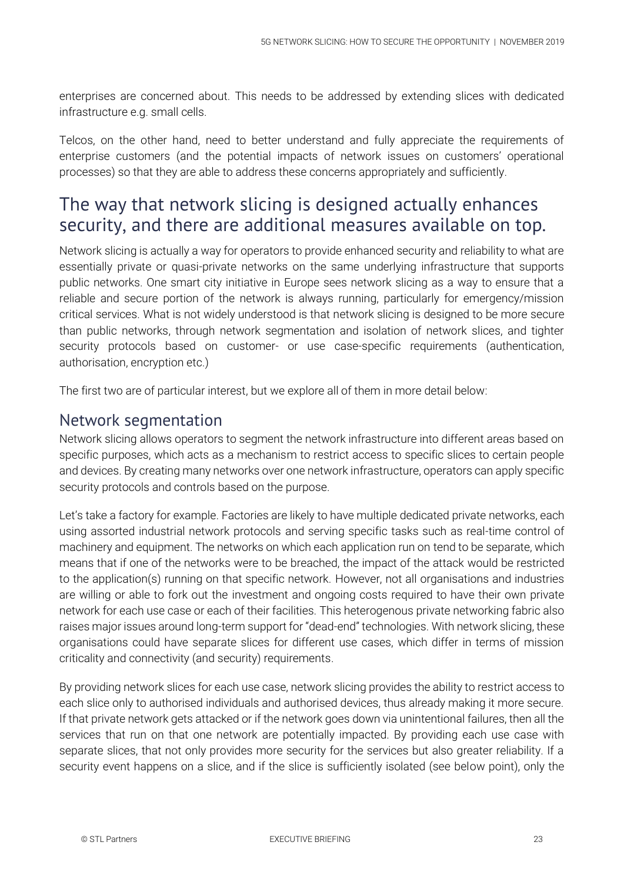enterprises are concerned about. This needs to be addressed by extending slices with dedicated infrastructure e.g. small cells.

Telcos, on the other hand, need to better understand and fully appreciate the requirements of enterprise customers (and the potential impacts of network issues on customers' operational processes) so that they are able to address these concerns appropriately and sufficiently.

## The way that network slicing is designed actually enhances security, and there are additional measures available on top.

Network slicing is actually a way for operators to provide enhanced security and reliability to what are essentially private or quasi-private networks on the same underlying infrastructure that supports public networks. One smart city initiative in Europe sees network slicing as a way to ensure that a reliable and secure portion of the network is always running, particularly for emergency/mission critical services. What is not widely understood is that network slicing is designed to be more secure than public networks, through network segmentation and isolation of network slices, and tighter security protocols based on customer- or use case-specific requirements (authentication, authorisation, encryption etc.)

The first two are of particular interest, but we explore all of them in more detail below:

### Network segmentation

Network slicing allows operators to segment the network infrastructure into different areas based on specific purposes, which acts as a mechanism to restrict access to specific slices to certain people and devices. By creating many networks over one network infrastructure, operators can apply specific security protocols and controls based on the purpose.

Let's take a factory for example. Factories are likely to have multiple dedicated private networks, each using assorted industrial network protocols and serving specific tasks such as real-time control of machinery and equipment. The networks on which each application run on tend to be separate, which means that if one of the networks were to be breached, the impact of the attack would be restricted to the application(s) running on that specific network. However, not all organisations and industries are willing or able to fork out the investment and ongoing costs required to have their own private network for each use case or each of their facilities. This heterogenous private networking fabric also raises major issues around long-term support for "dead-end" technologies. With network slicing, these organisations could have separate slices for different use cases, which differ in terms of mission criticality and connectivity (and security) requirements.

By providing network slices for each use case, network slicing provides the ability to restrict access to each slice only to authorised individuals and authorised devices, thus already making it more secure. If that private network gets attacked or if the network goes down via unintentional failures, then all the services that run on that one network are potentially impacted. By providing each use case with separate slices, that not only provides more security for the services but also greater reliability. If a security event happens on a slice, and if the slice is sufficiently isolated (see below point), only the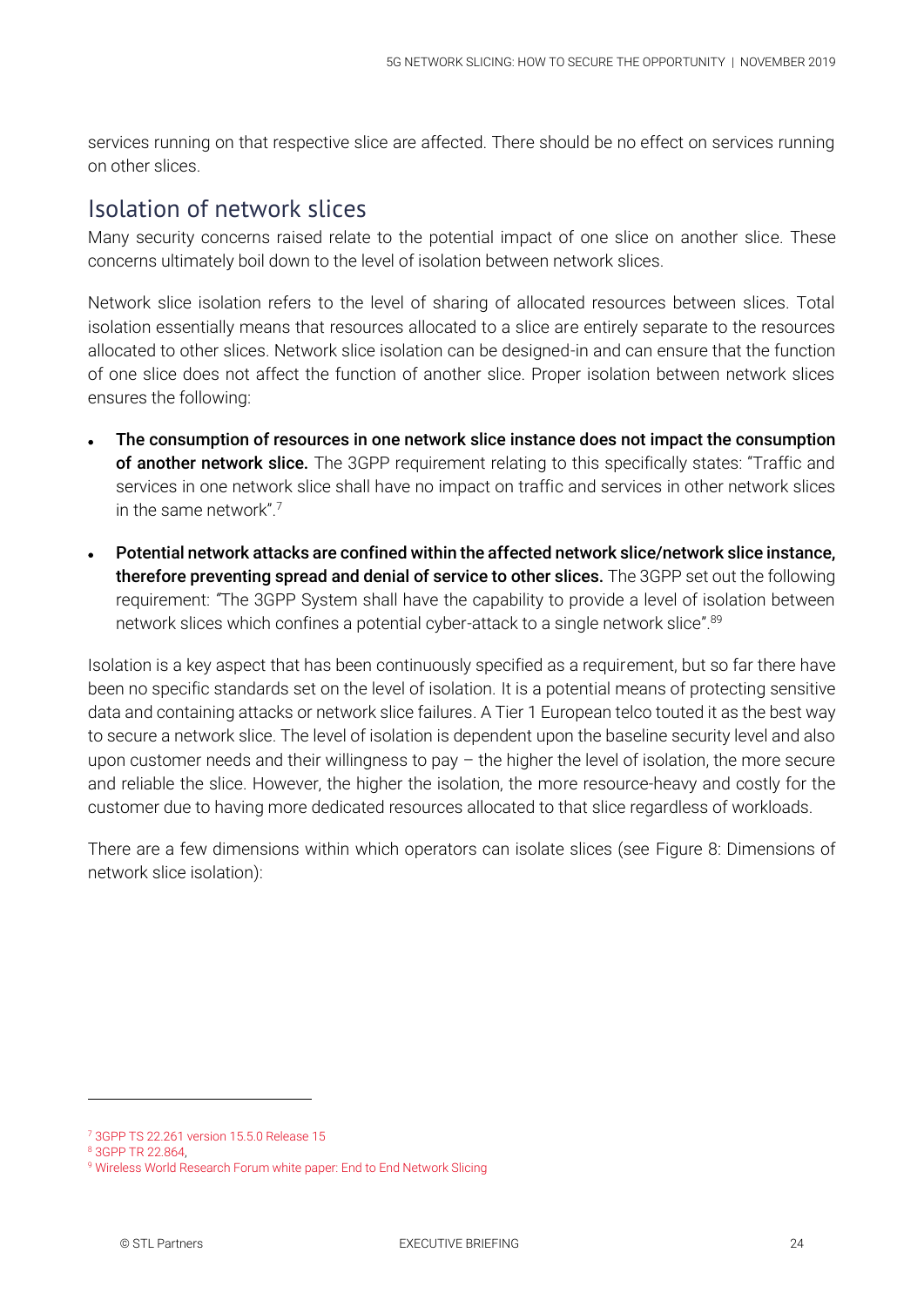services running on that respective slice are affected. There should be no effect on services running on other slices.

## Isolation of network slices

Many security concerns raised relate to the potential impact of one slice on another slice. These concerns ultimately boil down to the level of isolation between network slices.

Network slice isolation refers to the level of sharing of allocated resources between slices. Total isolation essentially means that resources allocated to a slice are entirely separate to the resources allocated to other slices. Network slice isolation can be designed-in and can ensure that the function of one slice does not affect the function of another slice. Proper isolation between network slices ensures the following:

- **The consumption of resources in one network slice instance does not impact the consumption of another network slice.** The 3GPP requirement relating to this specifically states: "Traffic and services in one network slice shall have no impact on traffic and services in other network slices in the same network".[7]
- **Potential network attacks are confined within the affected network slice/network slice instance, therefore preventing spread and denial of service to other slices.** The 3GPP set out the following requirement: "The 3GPP System shall have the capability to provide a level of isolation between network slices which confines a potential cyber-attack to a single network slice".[8,9]

Isolation is a key aspect that has been continuously specified as a requirement, but so far there have been no specific standards set on the level of isolation. It is a potential means of protecting sensitive data and containing attacks or network slice failures. A Tier 1 European telco touted it as the best way to secure a network slice. The level of isolation is dependent upon the baseline security level and also upon customer needs and their willingness to pay – the higher the level of isolation, the more secure and reliable the slice. However, the higher the isolation, the more resource-heavy and costly for the customer due to having more dedicated resources allocated to that slice regardless of workloads.

There are a few dimensions within which operators can isolate slices (see Figure 8: Dimensions of network slice isolation):

---

[7] 3GPP TS 22.261 version 15.5.0 Release 15

[8] 3GPP TR 22.864,

[9] Wireless World Research Forum white paper: End to End Network Slicing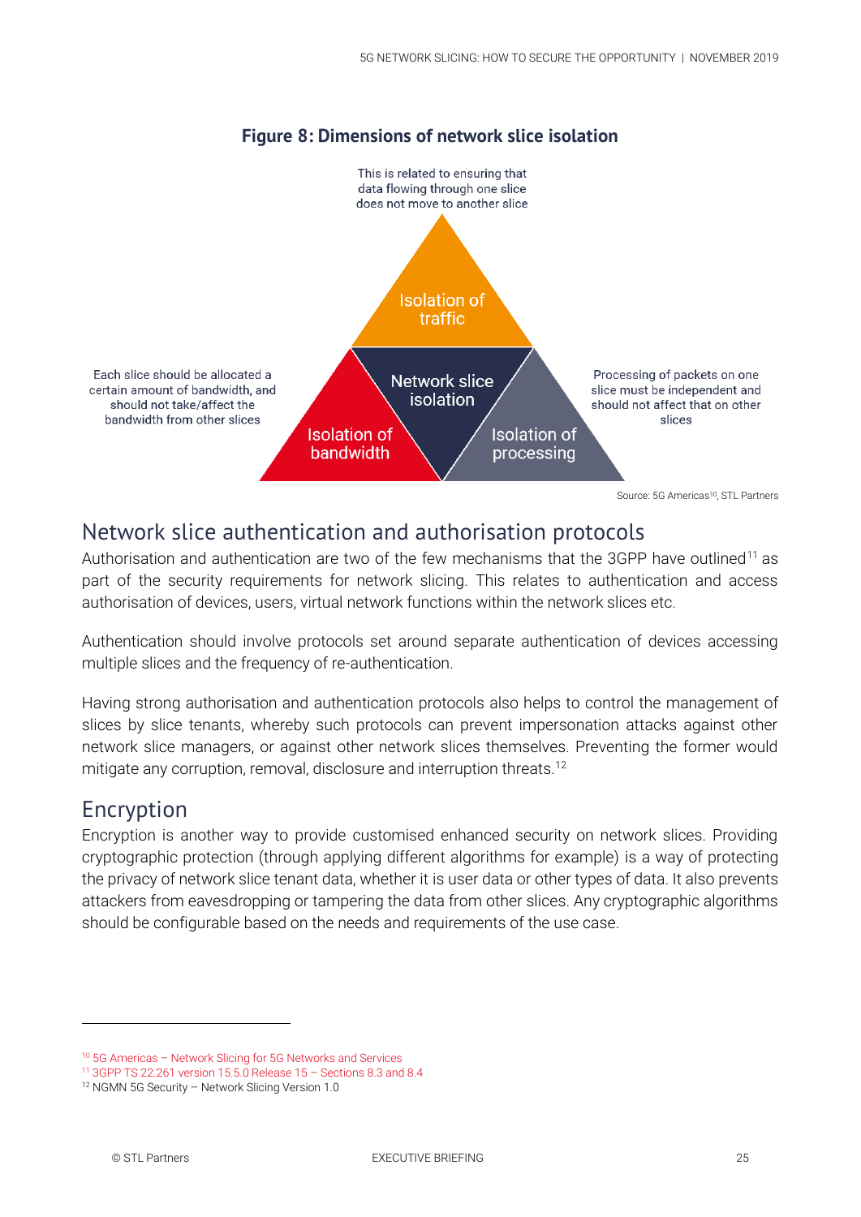**Figure 8: Dimensions of network slice isolation**

This is related to ensuring that data flowing through one slice does not move to another slice

Isolation of traffic

Network slice isolation

Each slice should be allocated a certain amount of bandwidth, and should not take/affect the bandwidth from other slices

Isolation of bandwidth

Isolation of processing

Processing of packets on one slice must be independent and should not affect that on other slices

Source: 5G Americas[10], STL Partners

## Network slice authentication and authorisation protocols

Authorisation and authentication are two of the few mechanisms that the 3GPP have outlined[11] as part of the security requirements for network slicing. This relates to authentication and access authorisation of devices, users, virtual network functions within the network slices etc.

Authentication should involve protocols set around separate authentication of devices accessing multiple slices and the frequency of re-authentication.

Having strong authorisation and authentication protocols also helps to control the management of slices by slice tenants, whereby such protocols can prevent impersonation attacks against other network slice managers, or against other network slices themselves. Preventing the former would mitigate any corruption, removal, disclosure and interruption threats.[12]

## Encryption

Encryption is another way to provide customised enhanced security on network slices. Providing cryptographic protection (through applying different algorithms for example) is a way of protecting the privacy of network slice tenant data, whether it is user data or other types of data. It also prevents attackers from eavesdropping or tampering the data from other slices. Any cryptographic algorithms should be configurable based on the needs and requirements of the use case.

---

[10] 5G Americas – Network Slicing for 5G Networks and Services
[11] 3GPP TS 22.261 version 15.5.0 Release 15 – Sections 8.3 and 8.4
[12] NGMN 5G Security – Network Slicing Version 1.0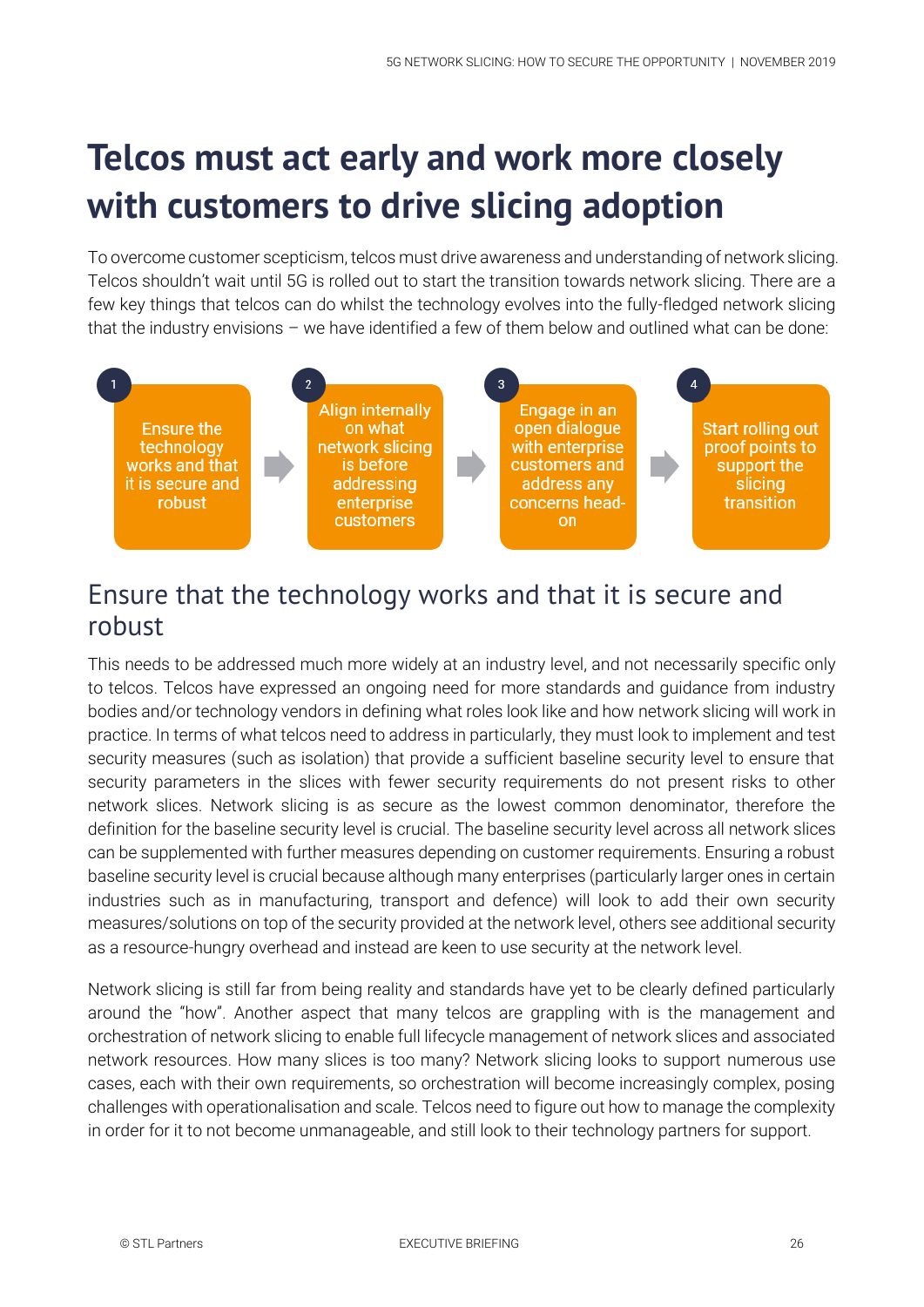# Telcos must act early and work more closely with customers to drive slicing adoption

To overcome customer scepticism, telcos must drive awareness and understanding of network slicing. Telcos shouldn't wait until 5G is rolled out to start the transition towards network slicing. There are a few key things that telcos can do whilst the technology evolves into the fully-fledged network slicing that the industry envisions – we have identified a few of them below and outlined what can be done:

1. Ensure the technology works and that it is secure and robust
2. Align internally on what network slicing is before addressing enterprise customers
3. Engage in an open dialogue with enterprise customers and address any concerns head-on
4. Start rolling out proof points to support the slicing transition

## Ensure that the technology works and that it is secure and robust

This needs to be addressed much more widely at an industry level, and not necessarily specific only to telcos. Telcos have expressed an ongoing need for more standards and guidance from industry bodies and/or technology vendors in defining what roles look like and how network slicing will work in practice. In terms of what telcos need to address in particularly, they must look to implement and test security measures (such as isolation) that provide a sufficient baseline security level to ensure that security parameters in the slices with fewer security requirements do not present risks to other network slices. Network slicing is as secure as the lowest common denominator, therefore the definition for the baseline security level is crucial. The baseline security level across all network slices can be supplemented with further measures depending on customer requirements. Ensuring a robust baseline security level is crucial because although many enterprises (particularly larger ones in certain industries such as in manufacturing, transport and defence) will look to add their own security measures/solutions on top of the security provided at the network level, others see additional security as a resource-hungry overhead and instead are keen to use security at the network level.

Network slicing is still far from being reality and standards have yet to be clearly defined particularly around the "how". Another aspect that many telcos are grappling with is the management and orchestration of network slicing to enable full lifecycle management of network slices and associated network resources. How many slices is too many? Network slicing looks to support numerous use cases, each with their own requirements, so orchestration will become increasingly complex, posing challenges with operationalisation and scale. Telcos need to figure out how to manage the complexity in order for it to not become unmanageable, and still look to their technology partners for support.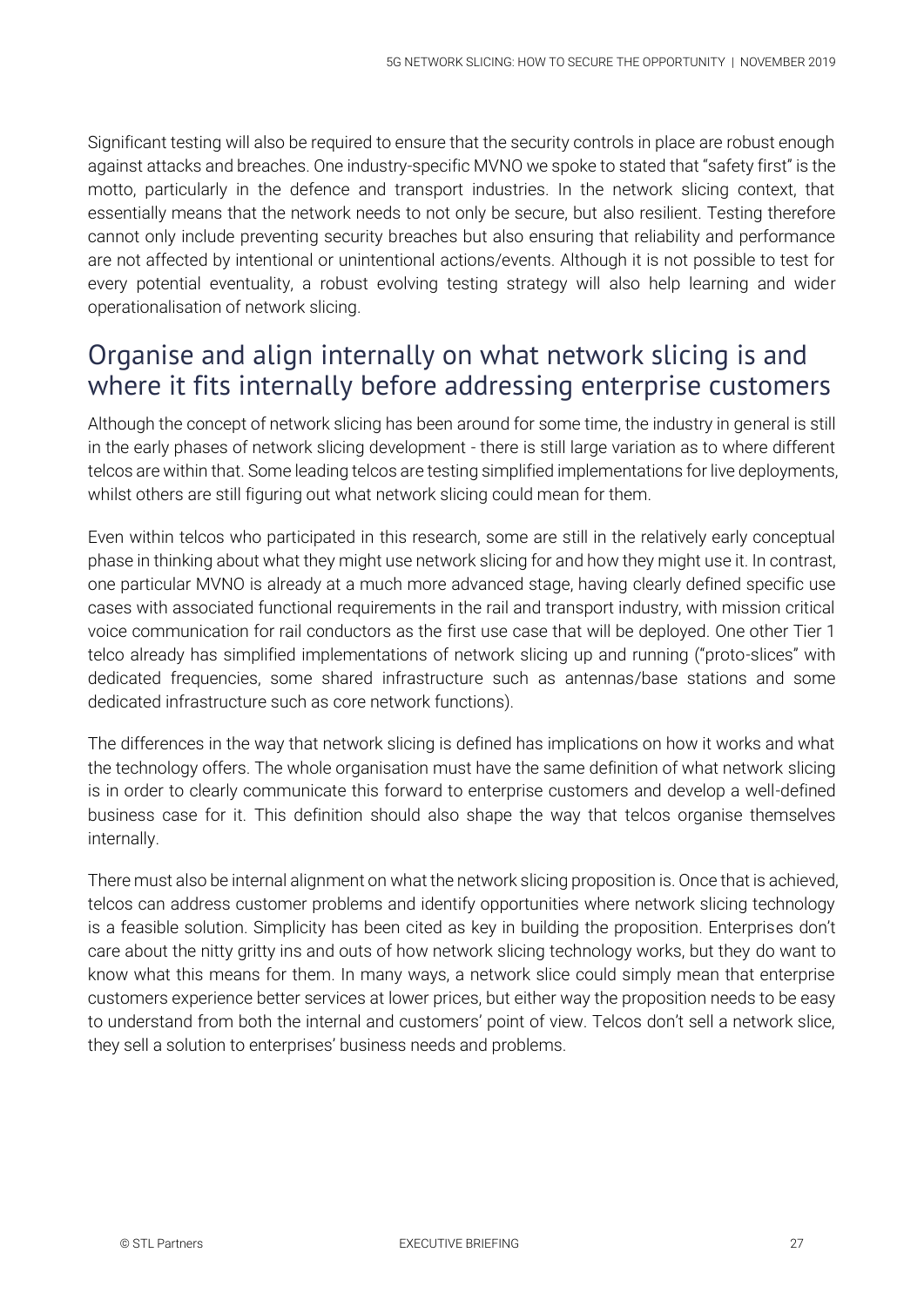Significant testing will also be required to ensure that the security controls in place are robust enough against attacks and breaches. One industry-specific MVNO we spoke to stated that "safety first" is the motto, particularly in the defence and transport industries. In the network slicing context, that essentially means that the network needs to not only be secure, but also resilient. Testing therefore cannot only include preventing security breaches but also ensuring that reliability and performance are not affected by intentional or unintentional actions/events. Although it is not possible to test for every potential eventuality, a robust evolving testing strategy will also help learning and wider operationalisation of network slicing.

## Organise and align internally on what network slicing is and where it fits internally before addressing enterprise customers

Although the concept of network slicing has been around for some time, the industry in general is still in the early phases of network slicing development - there is still large variation as to where different telcos are within that. Some leading telcos are testing simplified implementations for live deployments, whilst others are still figuring out what network slicing could mean for them.

Even within telcos who participated in this research, some are still in the relatively early conceptual phase in thinking about what they might use network slicing for and how they might use it. In contrast, one particular MVNO is already at a much more advanced stage, having clearly defined specific use cases with associated functional requirements in the rail and transport industry, with mission critical voice communication for rail conductors as the first use case that will be deployed. One other Tier 1 telco already has simplified implementations of network slicing up and running ("proto-slices" with dedicated frequencies, some shared infrastructure such as antennas/base stations and some dedicated infrastructure such as core network functions).

The differences in the way that network slicing is defined has implications on how it works and what the technology offers. The whole organisation must have the same definition of what network slicing is in order to clearly communicate this forward to enterprise customers and develop a well-defined business case for it. This definition should also shape the way that telcos organise themselves internally.

There must also be internal alignment on what the network slicing proposition is. Once that is achieved, telcos can address customer problems and identify opportunities where network slicing technology is a feasible solution. Simplicity has been cited as key in building the proposition. Enterprises don't care about the nitty gritty ins and outs of how network slicing technology works, but they do want to know what this means for them. In many ways, a network slice could simply mean that enterprise customers experience better services at lower prices, but either way the proposition needs to be easy to understand from both the internal and customers' point of view. Telcos don't sell a network slice, they sell a solution to enterprises' business needs and problems.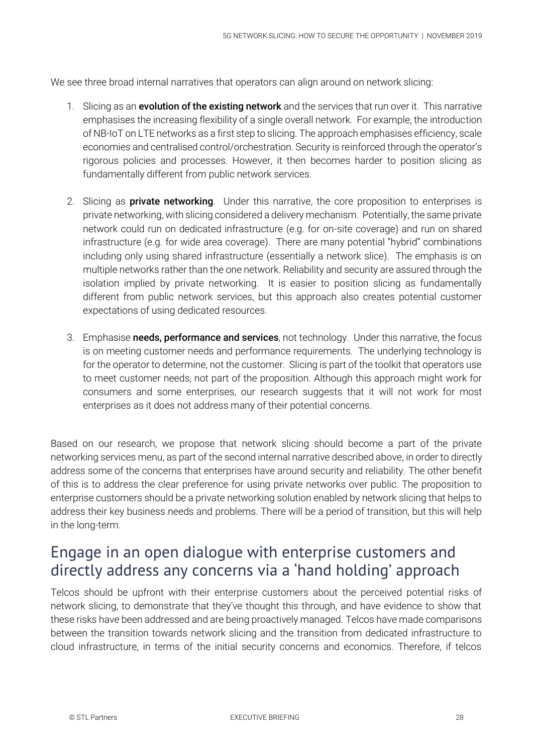We see three broad internal narratives that operators can align around on network slicing:

1. Slicing as an **evolution of the existing network** and the services that run over it. This narrative emphasises the increasing flexibility of a single overall network. For example, the introduction of NB-IoT on LTE networks as a first step to slicing. The approach emphasises efficiency, scale economies and centralised control/orchestration. Security is reinforced through the operator's rigorous policies and processes. However, it then becomes harder to position slicing as fundamentally different from public network services.

2. Slicing as **private networking**. Under this narrative, the core proposition to enterprises is private networking, with slicing considered a delivery mechanism. Potentially, the same private network could run on dedicated infrastructure (e.g. for on-site coverage) and run on shared infrastructure (e.g. for wide area coverage). There are many potential "hybrid" combinations including only using shared infrastructure (essentially a network slice). The emphasis is on multiple networks rather than the one network. Reliability and security are assured through the isolation implied by private networking. It is easier to position slicing as fundamentally different from public network services, but this approach also creates potential customer expectations of using dedicated resources.

3. Emphasise **needs, performance and services**, not technology. Under this narrative, the focus is on meeting customer needs and performance requirements. The underlying technology is for the operator to determine, not the customer. Slicing is part of the toolkit that operators use to meet customer needs, not part of the proposition. Although this approach might work for consumers and some enterprises, our research suggests that it will not work for most enterprises as it does not address many of their potential concerns.

Based on our research, we propose that network slicing should become a part of the private networking services menu, as part of the second internal narrative described above, in order to directly address some of the concerns that enterprises have around security and reliability. The other benefit of this is to address the clear preference for using private networks over public. The proposition to enterprise customers should be a private networking solution enabled by network slicing that helps to address their key business needs and problems. There will be a period of transition, but this will help in the long-term.

## Engage in an open dialogue with enterprise customers and directly address any concerns via a 'hand holding' approach

Telcos should be upfront with their enterprise customers about the perceived potential risks of network slicing, to demonstrate that they've thought this through, and have evidence to show that these risks have been addressed and are being proactively managed. Telcos have made comparisons between the transition towards network slicing and the transition from dedicated infrastructure to cloud infrastructure, in terms of the initial security concerns and economics. Therefore, if telcos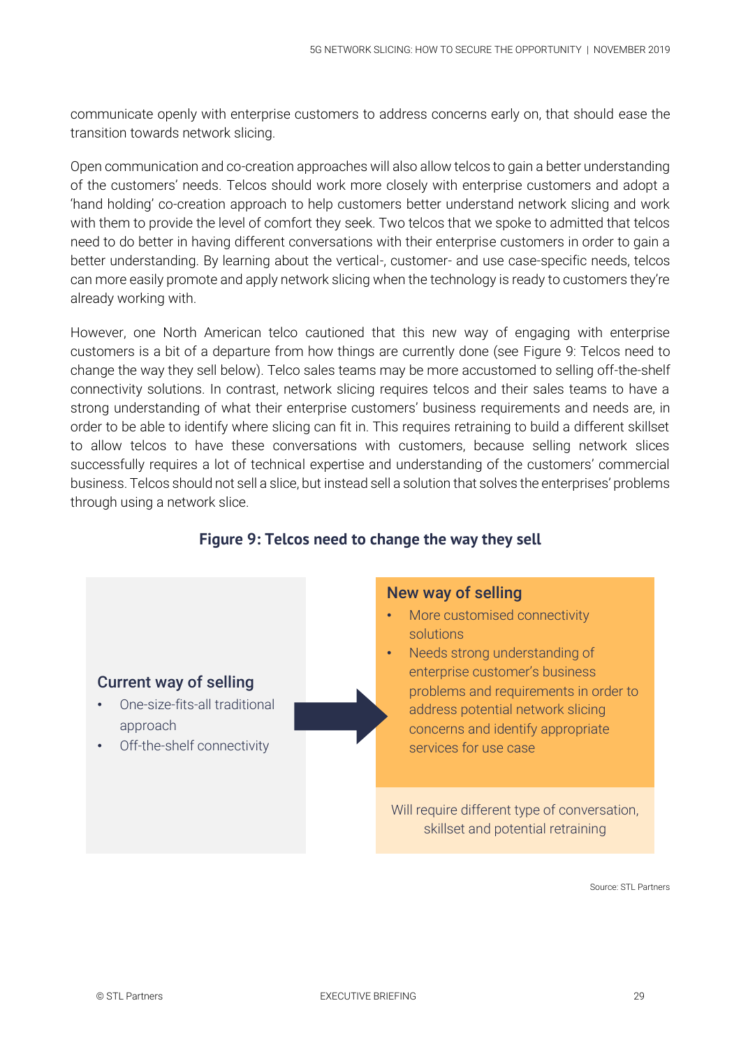communicate openly with enterprise customers to address concerns early on, that should ease the transition towards network slicing.

Open communication and co-creation approaches will also allow telcos to gain a better understanding of the customers' needs. Telcos should work more closely with enterprise customers and adopt a 'hand holding' co-creation approach to help customers better understand network slicing and work with them to provide the level of comfort they seek. Two telcos that we spoke to admitted that telcos need to do better in having different conversations with their enterprise customers in order to gain a better understanding. By learning about the vertical-, customer- and use case-specific needs, telcos can more easily promote and apply network slicing when the technology is ready to customers they're already working with.

However, one North American telco cautioned that this new way of engaging with enterprise customers is a bit of a departure from how things are currently done (see Figure 9: Telcos need to change the way they sell below). Telco sales teams may be more accustomed to selling off-the-shelf connectivity solutions. In contrast, network slicing requires telcos and their sales teams to have a strong understanding of what their enterprise customers' business requirements and needs are, in order to be able to identify where slicing can fit in. This requires retraining to build a different skillset to allow telcos to have these conversations with customers, because selling network slices successfully requires a lot of technical expertise and understanding of the customers' commercial business. Telcos should not sell a slice, but instead sell a solution that solves the enterprises' problems through using a network slice.

**Figure 9: Telcos need to change the way they sell**

**Current way of selling**

- One-size-fits-all traditional approach
- Off-the-shelf connectivity

**New way of selling**

- More customised connectivity solutions
- Needs strong understanding of enterprise customer's business problems and requirements in order to address potential network slicing concerns and identify appropriate services for use case

Will require different type of conversation, skillset and potential retraining

Source: STL Partners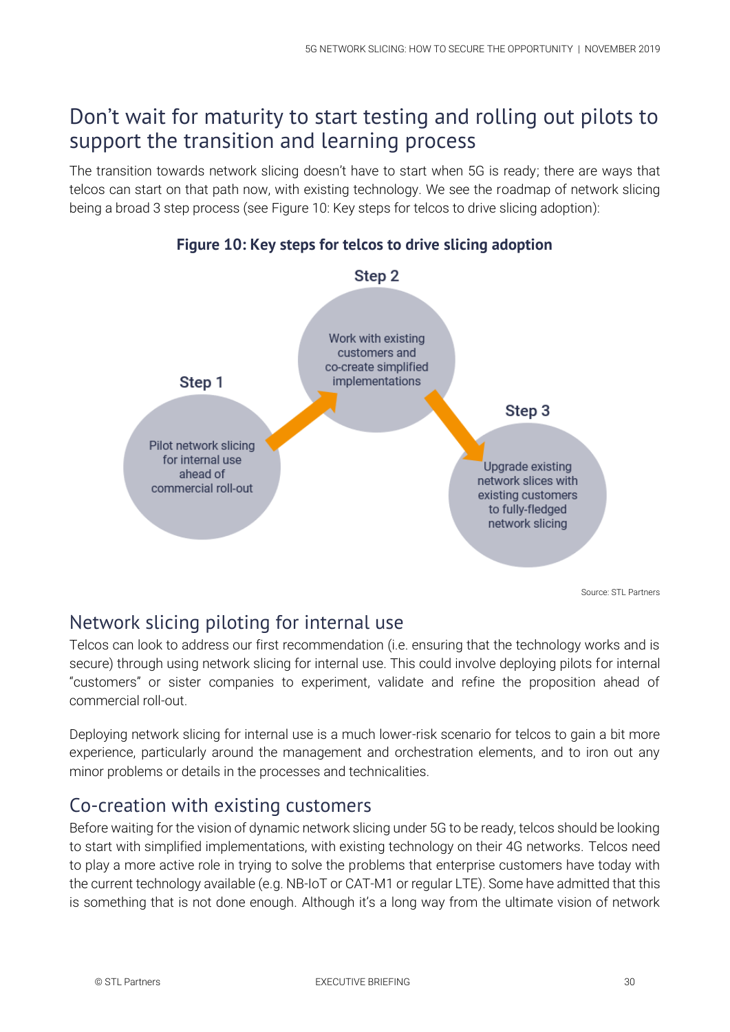## Don't wait for maturity to start testing and rolling out pilots to support the transition and learning process

The transition towards network slicing doesn't have to start when 5G is ready; there are ways that telcos can start on that path now, with existing technology. We see the roadmap of network slicing being a broad 3 step process (see Figure 10: Key steps for telcos to drive slicing adoption):

**Figure 10: Key steps for telcos to drive slicing adoption**

**Step 1**

Pilot network slicing for internal use ahead of commercial roll-out

**Step 2**

Work with existing customers and co-create simplified implementations

**Step 3**

Upgrade existing network slices with existing customers to fully-fledged network slicing

Source: STL Partners

### Network slicing piloting for internal use

Telcos can look to address our first recommendation (i.e. ensuring that the technology works and is secure) through using network slicing for internal use. This could involve deploying pilots for internal "customers" or sister companies to experiment, validate and refine the proposition ahead of commercial roll-out.

Deploying network slicing for internal use is a much lower-risk scenario for telcos to gain a bit more experience, particularly around the management and orchestration elements, and to iron out any minor problems or details in the processes and technicalities.

### Co-creation with existing customers

Before waiting for the vision of dynamic network slicing under 5G to be ready, telcos should be looking to start with simplified implementations, with existing technology on their 4G networks. Telcos need to play a more active role in trying to solve the problems that enterprise customers have today with the current technology available (e.g. NB-IoT or CAT-M1 or regular LTE). Some have admitted that this is something that is not done enough. Although it's a long way from the ultimate vision of network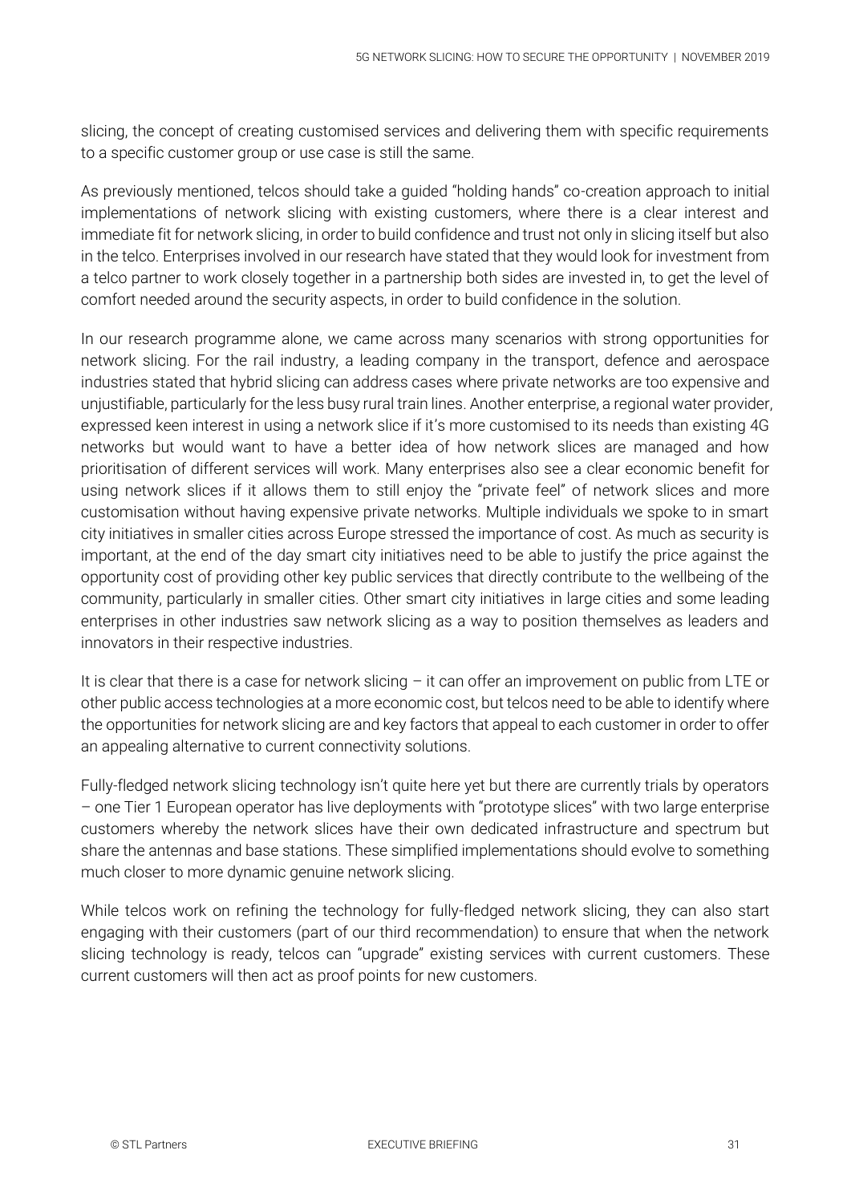slicing, the concept of creating customised services and delivering them with specific requirements to a specific customer group or use case is still the same.

As previously mentioned, telcos should take a guided "holding hands" co-creation approach to initial implementations of network slicing with existing customers, where there is a clear interest and immediate fit for network slicing, in order to build confidence and trust not only in slicing itself but also in the telco. Enterprises involved in our research have stated that they would look for investment from a telco partner to work closely together in a partnership both sides are invested in, to get the level of comfort needed around the security aspects, in order to build confidence in the solution.

In our research programme alone, we came across many scenarios with strong opportunities for network slicing. For the rail industry, a leading company in the transport, defence and aerospace industries stated that hybrid slicing can address cases where private networks are too expensive and unjustifiable, particularly for the less busy rural train lines. Another enterprise, a regional water provider, expressed keen interest in using a network slice if it's more customised to its needs than existing 4G networks but would want to have a better idea of how network slices are managed and how prioritisation of different services will work. Many enterprises also see a clear economic benefit for using network slices if it allows them to still enjoy the "private feel" of network slices and more customisation without having expensive private networks. Multiple individuals we spoke to in smart city initiatives in smaller cities across Europe stressed the importance of cost. As much as security is important, at the end of the day smart city initiatives need to be able to justify the price against the opportunity cost of providing other key public services that directly contribute to the wellbeing of the community, particularly in smaller cities. Other smart city initiatives in large cities and some leading enterprises in other industries saw network slicing as a way to position themselves as leaders and innovators in their respective industries.

It is clear that there is a case for network slicing – it can offer an improvement on public from LTE or other public access technologies at a more economic cost, but telcos need to be able to identify where the opportunities for network slicing are and key factors that appeal to each customer in order to offer an appealing alternative to current connectivity solutions.

Fully-fledged network slicing technology isn't quite here yet but there are currently trials by operators – one Tier 1 European operator has live deployments with "prototype slices" with two large enterprise customers whereby the network slices have their own dedicated infrastructure and spectrum but share the antennas and base stations. These simplified implementations should evolve to something much closer to more dynamic genuine network slicing.

While telcos work on refining the technology for fully-fledged network slicing, they can also start engaging with their customers (part of our third recommendation) to ensure that when the network slicing technology is ready, telcos can "upgrade" existing services with current customers. These current customers will then act as proof points for new customers.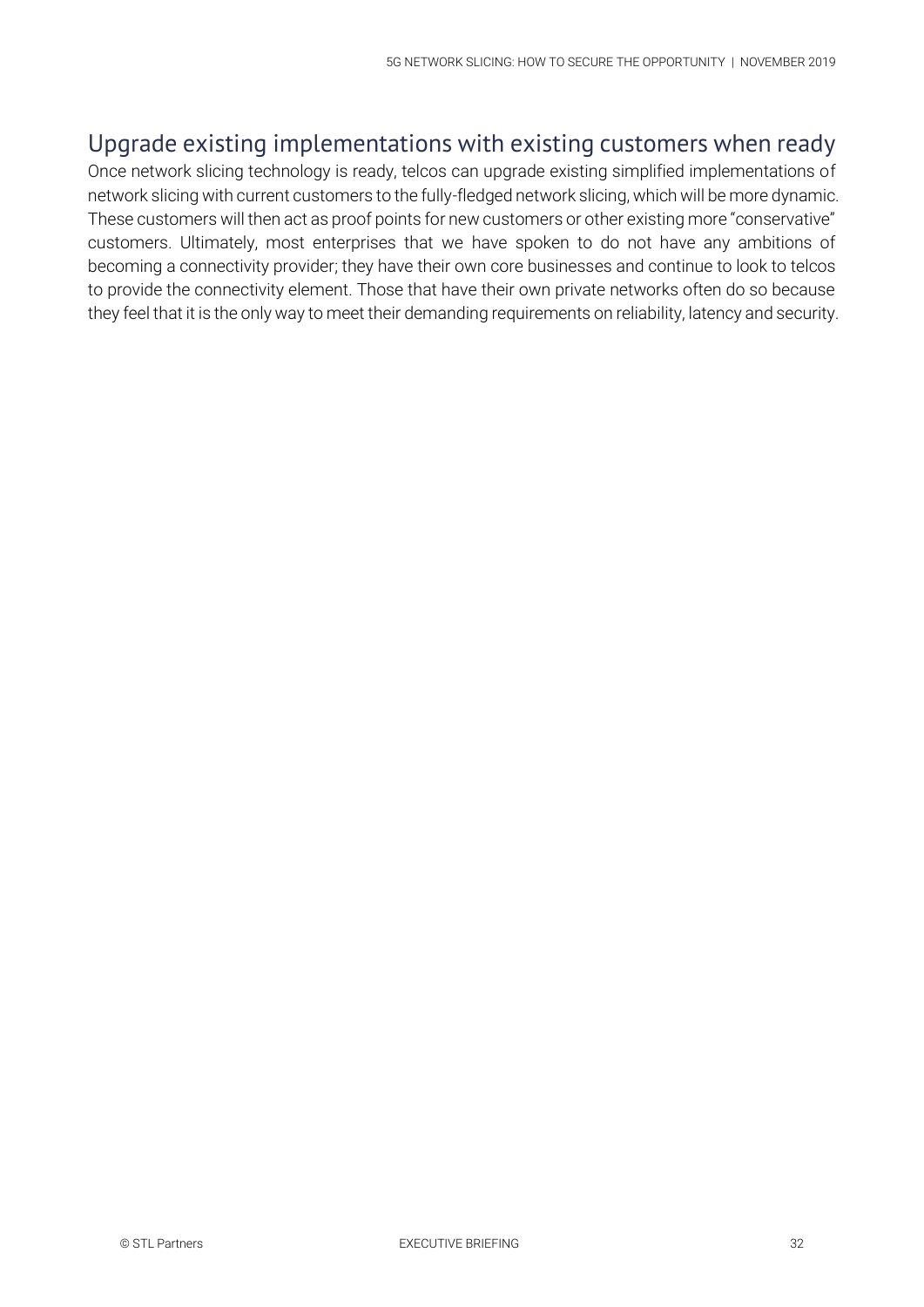## Upgrade existing implementations with existing customers when ready

Once network slicing technology is ready, telcos can upgrade existing simplified implementations of network slicing with current customers to the fully-fledged network slicing, which will be more dynamic. These customers will then act as proof points for new customers or other existing more "conservative" customers. Ultimately, most enterprises that we have spoken to do not have any ambitions of becoming a connectivity provider; they have their own core businesses and continue to look to telcos to provide the connectivity element. Those that have their own private networks often do so because they feel that it is the only way to meet their demanding requirements on reliability, latency and security.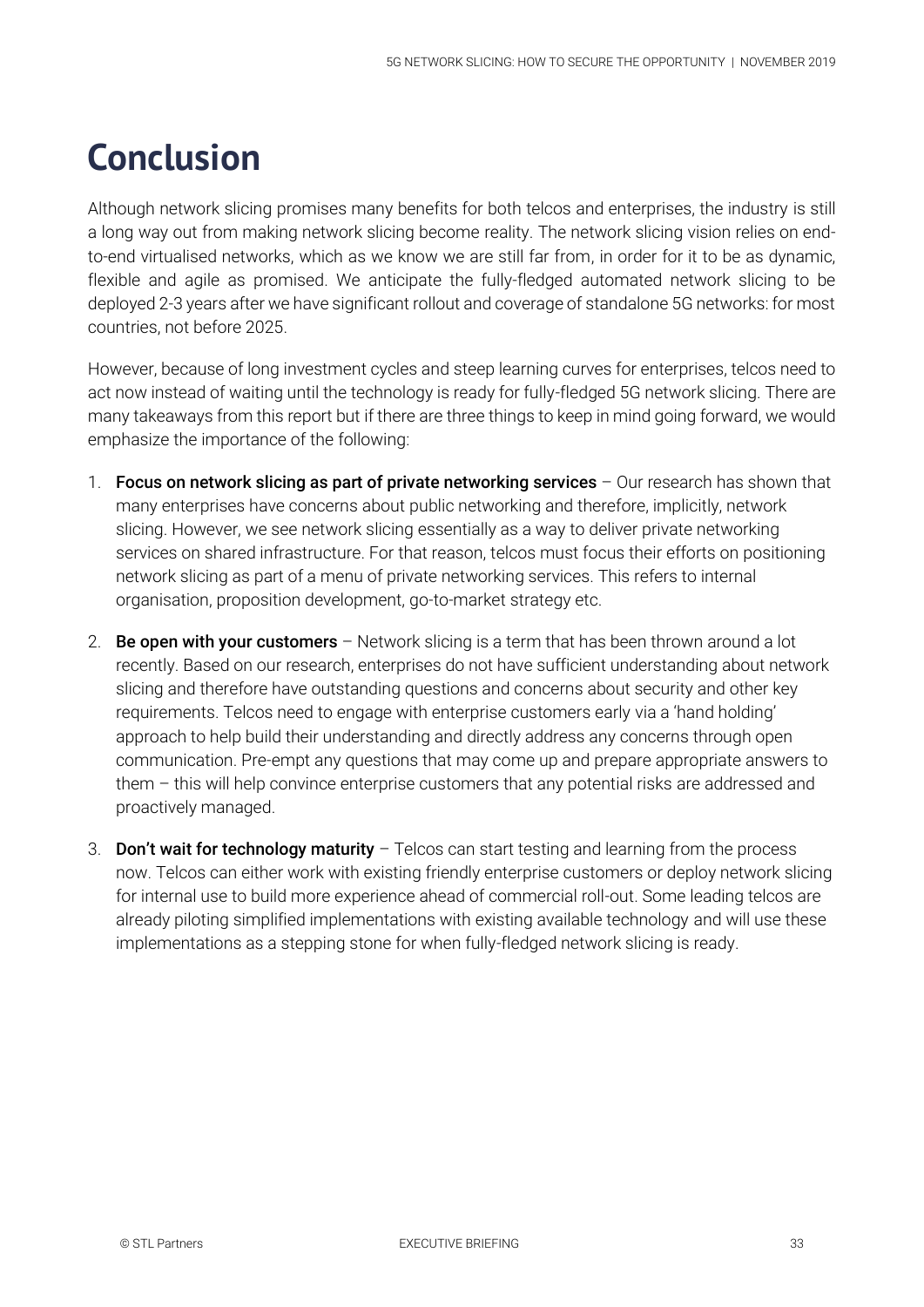# Conclusion

Although network slicing promises many benefits for both telcos and enterprises, the industry is still a long way out from making network slicing become reality. The network slicing vision relies on end-to-end virtualised networks, which as we know we are still far from, in order for it to be as dynamic, flexible and agile as promised. We anticipate the fully-fledged automated network slicing to be deployed 2-3 years after we have significant rollout and coverage of standalone 5G networks: for most countries, not before 2025.

However, because of long investment cycles and steep learning curves for enterprises, telcos need to act now instead of waiting until the technology is ready for fully-fledged 5G network slicing. There are many takeaways from this report but if there are three things to keep in mind going forward, we would emphasize the importance of the following:

1. **Focus on network slicing as part of private networking services** – Our research has shown that many enterprises have concerns about public networking and therefore, implicitly, network slicing. However, we see network slicing essentially as a way to deliver private networking services on shared infrastructure. For that reason, telcos must focus their efforts on positioning network slicing as part of a menu of private networking services. This refers to internal organisation, proposition development, go-to-market strategy etc.
2. **Be open with your customers** – Network slicing is a term that has been thrown around a lot recently. Based on our research, enterprises do not have sufficient understanding about network slicing and therefore have outstanding questions and concerns about security and other key requirements. Telcos need to engage with enterprise customers early via a 'hand holding' approach to help build their understanding and directly address any concerns through open communication. Pre-empt any questions that may come up and prepare appropriate answers to them – this will help convince enterprise customers that any potential risks are addressed and proactively managed.
3. **Don't wait for technology maturity** – Telcos can start testing and learning from the process now. Telcos can either work with existing friendly enterprise customers or deploy network slicing for internal use to build more experience ahead of commercial roll-out. Some leading telcos are already piloting simplified implementations with existing available technology and will use these implementations as a stepping stone for when fully-fledged network slicing is ready.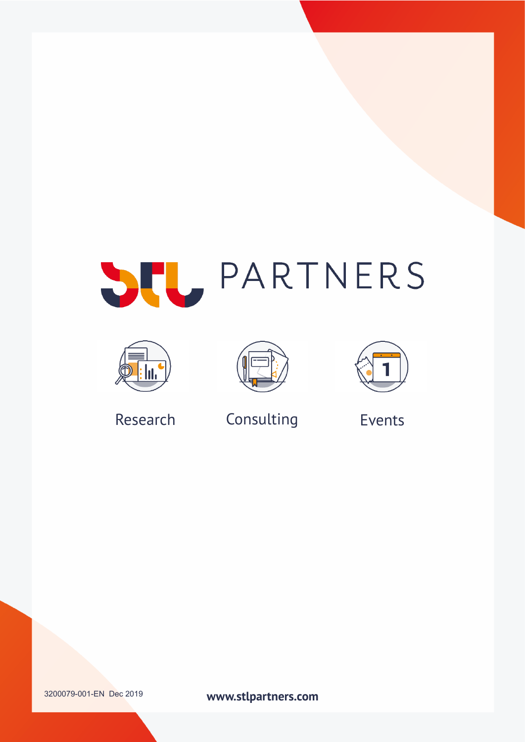STL PARTNERS

Research

Consulting

Events

3200079-001-EN Dec 2019

**www.stlpartners.com**